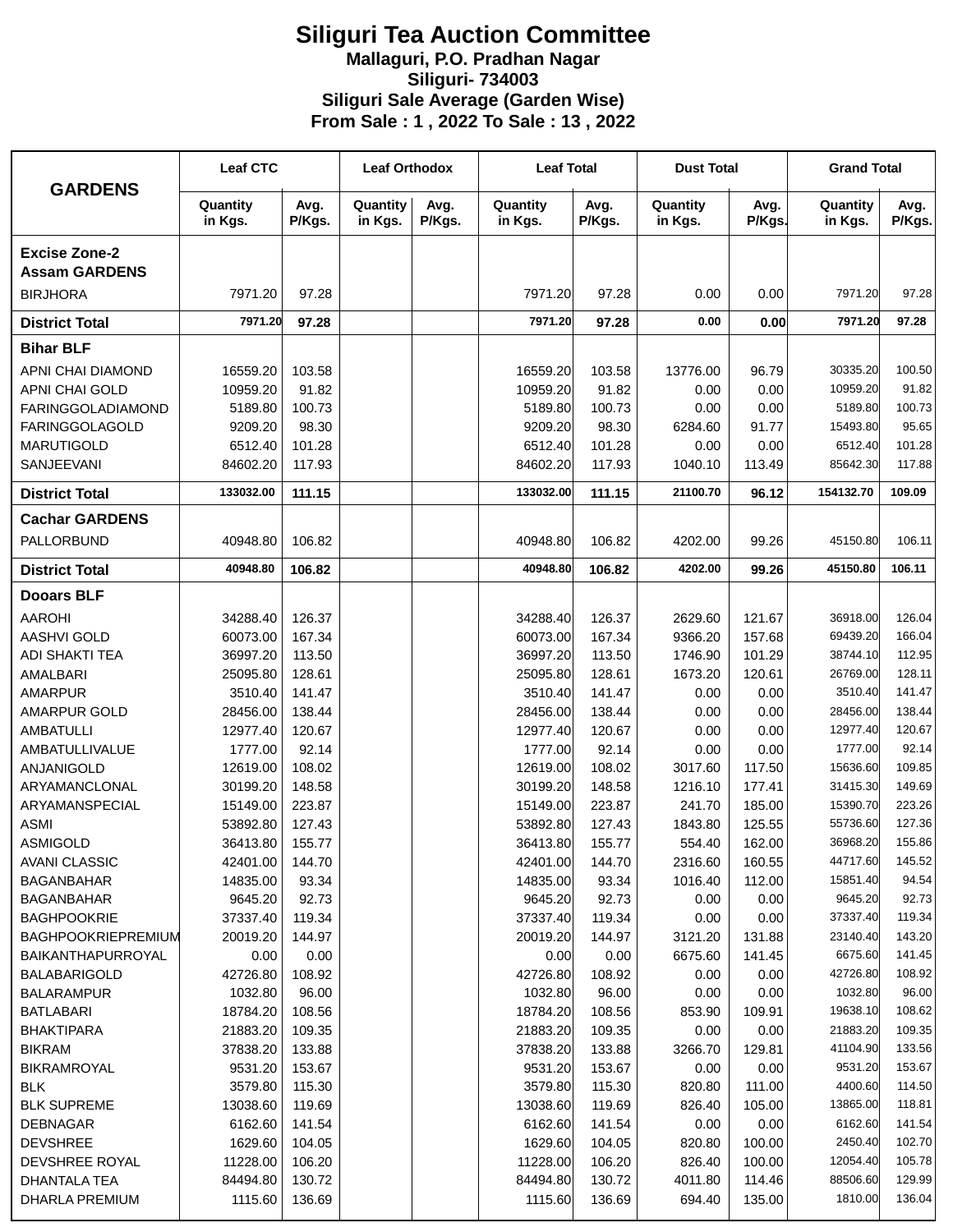# Siliguri Tea Auction Committee

**Mallaguri, P.O. Pradhan Nagar**

**Siliguri- 734003**

**Siliguri Sale Average (Garden Wise)**

**From Sale : 1 , 2022 To Sale : 13 , 2022**

| GARDENS | Leaf CTC | | Leaf Orthodox | | Leaf Total | | Dust Total | | Grand Total | |
|---|---|---|---|---|---|---|---|---|---|---|
| | Quantity in Kgs. | Avg. P/Kgs. | Quantity in Kgs. | Avg. P/Kgs. | Quantity in Kgs. | Avg. P/Kgs. | Quantity in Kgs. | Avg. P/Kgs. | Quantity in Kgs. | Avg. P/Kgs. |
| **Excise Zone-2 Assam GARDENS** | | | | | | | | | | |
| BIRJHORA | 7971.20 | 97.28 | | | 7971.20 | 97.28 | 0.00 | 0.00 | 7971.20 | 97.28 |
| **District Total** | **7971.20** | **97.28** | | | **7971.20** | **97.28** | **0.00** | **0.00** | **7971.20** | **97.28** |
| **Bihar BLF** | | | | | | | | | | |
| APNI CHAI DIAMOND | 16559.20 | 103.58 | | | 16559.20 | 103.58 | 13776.00 | 96.79 | 30335.20 | 100.50 |
| APNI CHAI GOLD | 10959.20 | 91.82 | | | 10959.20 | 91.82 | 0.00 | 0.00 | 10959.20 | 91.82 |
| FARINGGOLADIAMOND | 5189.80 | 100.73 | | | 5189.80 | 100.73 | 0.00 | 0.00 | 5189.80 | 100.73 |
| FARINGGOLAGOLD | 9209.20 | 98.30 | | | 9209.20 | 98.30 | 6284.60 | 91.77 | 15493.80 | 95.65 |
| MARUTIGOLD | 6512.40 | 101.28 | | | 6512.40 | 101.28 | 0.00 | 0.00 | 6512.40 | 101.28 |
| SANJEEVANI | 84602.20 | 117.93 | | | 84602.20 | 117.93 | 1040.10 | 113.49 | 85642.30 | 117.88 |
| **District Total** | **133032.00** | **111.15** | | | **133032.00** | **111.15** | **21100.70** | **96.12** | **154132.70** | **109.09** |
| **Cachar GARDENS** | | | | | | | | | | |
| PALLORBUND | 40948.80 | 106.82 | | | 40948.80 | 106.82 | 4202.00 | 99.26 | 45150.80 | 106.11 |
| **District Total** | **40948.80** | **106.82** | | | **40948.80** | **106.82** | **4202.00** | **99.26** | **45150.80** | **106.11** |
| **Dooars BLF** | | | | | | | | | | |
| AAROHI | 34288.40 | 126.37 | | | 34288.40 | 126.37 | 2629.60 | 121.67 | 36918.00 | 126.04 |
| AASHVI GOLD | 60073.00 | 167.34 | | | 60073.00 | 167.34 | 9366.20 | 157.68 | 69439.20 | 166.04 |
| ADI SHAKTI TEA | 36997.20 | 113.50 | | | 36997.20 | 113.50 | 1746.90 | 101.29 | 38744.10 | 112.95 |
| AMALBARI | 25095.80 | 128.61 | | | 25095.80 | 128.61 | 1673.20 | 120.61 | 26769.00 | 128.11 |
| AMARPUR | 3510.40 | 141.47 | | | 3510.40 | 141.47 | 0.00 | 0.00 | 3510.40 | 141.47 |
| AMARPUR GOLD | 28456.00 | 138.44 | | | 28456.00 | 138.44 | 0.00 | 0.00 | 28456.00 | 138.44 |
| AMBATULLI | 12977.40 | 120.67 | | | 12977.40 | 120.67 | 0.00 | 0.00 | 12977.40 | 120.67 |
| AMBATULLIVALUE | 1777.00 | 92.14 | | | 1777.00 | 92.14 | 0.00 | 0.00 | 1777.00 | 92.14 |
| ANJANIGOLD | 12619.00 | 108.02 | | | 12619.00 | 108.02 | 3017.60 | 117.50 | 15636.60 | 109.85 |
| ARYAMANCLONAL | 30199.20 | 148.58 | | | 30199.20 | 148.58 | 1216.10 | 177.41 | 31415.30 | 149.69 |
| ARYAMANSPECIAL | 15149.00 | 223.87 | | | 15149.00 | 223.87 | 241.70 | 185.00 | 15390.70 | 223.26 |
| ASMI | 53892.80 | 127.43 | | | 53892.80 | 127.43 | 1843.80 | 125.55 | 55736.60 | 127.36 |
| ASMIGOLD | 36413.80 | 155.77 | | | 36413.80 | 155.77 | 554.40 | 162.00 | 36968.20 | 155.86 |
| AVANI CLASSIC | 42401.00 | 144.70 | | | 42401.00 | 144.70 | 2316.60 | 160.55 | 44717.60 | 145.52 |
| BAGANBAHAR | 14835.00 | 93.34 | | | 14835.00 | 93.34 | 1016.40 | 112.00 | 15851.40 | 94.54 |
| BAGANBAHAR | 9645.20 | 92.73 | | | 9645.20 | 92.73 | 0.00 | 0.00 | 9645.20 | 92.73 |
| BAGHPOOKRIE | 37337.40 | 119.34 | | | 37337.40 | 119.34 | 0.00 | 0.00 | 37337.40 | 119.34 |
| BAGHPOOKRIEPREMIUM | 20019.20 | 144.97 | | | 20019.20 | 144.97 | 3121.20 | 131.88 | 23140.40 | 143.20 |
| BAIKANTHAPURROYAL | 0.00 | 0.00 | | | 0.00 | 0.00 | 6675.60 | 141.45 | 6675.60 | 141.45 |
| BALABARIGOLD | 42726.80 | 108.92 | | | 42726.80 | 108.92 | 0.00 | 0.00 | 42726.80 | 108.92 |
| BALARAMPUR | 1032.80 | 96.00 | | | 1032.80 | 96.00 | 0.00 | 0.00 | 1032.80 | 96.00 |
| BATLABARI | 18784.20 | 108.56 | | | 18784.20 | 108.56 | 853.90 | 109.91 | 19638.10 | 108.62 |
| BHAKTIPARA | 21883.20 | 109.35 | | | 21883.20 | 109.35 | 0.00 | 0.00 | 21883.20 | 109.35 |
| BIKRAM | 37838.20 | 133.88 | | | 37838.20 | 133.88 | 3266.70 | 129.81 | 41104.90 | 133.56 |
| BIKRAMROYAL | 9531.20 | 153.67 | | | 9531.20 | 153.67 | 0.00 | 0.00 | 9531.20 | 153.67 |
| BLK | 3579.80 | 115.30 | | | 3579.80 | 115.30 | 820.80 | 111.00 | 4400.60 | 114.50 |
| BLK SUPREME | 13038.60 | 119.69 | | | 13038.60 | 119.69 | 826.40 | 105.00 | 13865.00 | 118.81 |
| DEBNAGAR | 6162.60 | 141.54 | | | 6162.60 | 141.54 | 0.00 | 0.00 | 6162.60 | 141.54 |
| DEVSHREE | 1629.60 | 104.05 | | | 1629.60 | 104.05 | 820.80 | 100.00 | 2450.40 | 102.70 |
| DEVSHREE ROYAL | 11228.00 | 106.20 | | | 11228.00 | 106.20 | 826.40 | 100.00 | 12054.40 | 105.78 |
| DHANTALA TEA | 84494.80 | 130.72 | | | 84494.80 | 130.72 | 4011.80 | 114.46 | 88506.60 | 129.99 |
| DHARLA PREMIUM | 1115.60 | 136.69 | | | 1115.60 | 136.69 | 694.40 | 135.00 | 1810.00 | 136.04 |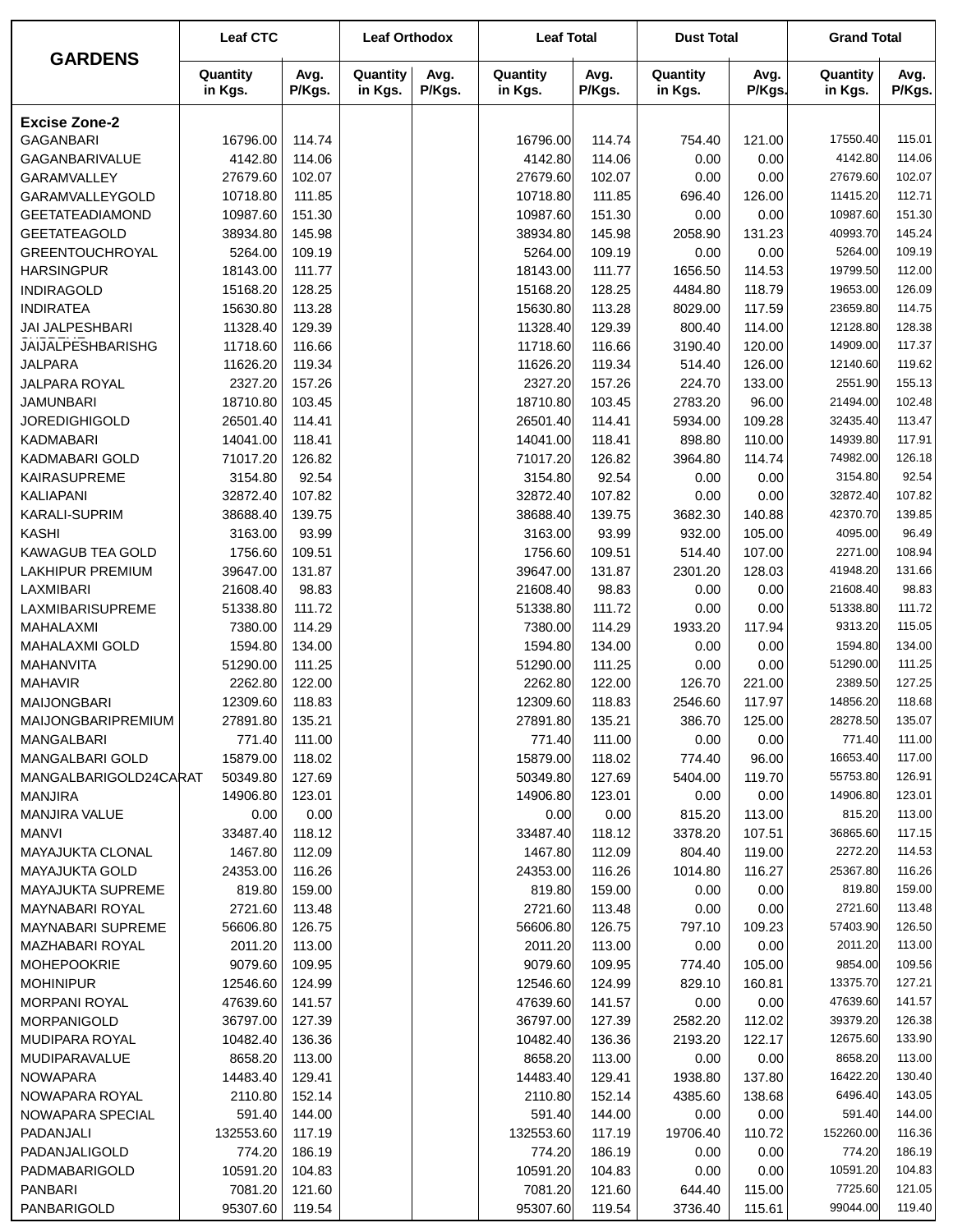| GARDENS | Leaf CTC | | Leaf Orthodox | | Leaf Total | | Dust Total | | Grand Total | |
|---|---|---|---|---|---|---|---|---|---|---|
| | Quantity in Kgs. | Avg. P/Kgs. | Quantity in Kgs. | Avg. P/Kgs. | Quantity in Kgs. | Avg. P/Kgs. | Quantity in Kgs. | Avg. P/Kgs. | Quantity in Kgs. | Avg. P/Kgs. |
| **Excise Zone-2** | | | | | | | | | | |
| GAGANBARI | 16796.00 | 114.74 | | | 16796.00 | 114.74 | 754.40 | 121.00 | 17550.40 | 115.01 |
| GAGANBARIVALUE | 4142.80 | 114.06 | | | 4142.80 | 114.06 | 0.00 | 0.00 | 4142.80 | 114.06 |
| GARAMVALLEY | 27679.60 | 102.07 | | | 27679.60 | 102.07 | 0.00 | 0.00 | 27679.60 | 102.07 |
| GARAMVALLEYGOLD | 10718.80 | 111.85 | | | 10718.80 | 111.85 | 696.40 | 126.00 | 11415.20 | 112.71 |
| GEETATEADIAMOND | 10987.60 | 151.30 | | | 10987.60 | 151.30 | 0.00 | 0.00 | 10987.60 | 151.30 |
| GEETATEAGOLD | 38934.80 | 145.98 | | | 38934.80 | 145.98 | 2058.90 | 131.23 | 40993.70 | 145.24 |
| GREENTOUCHROYAL | 5264.00 | 109.19 | | | 5264.00 | 109.19 | 0.00 | 0.00 | 5264.00 | 109.19 |
| HARSINGPUR | 18143.00 | 111.77 | | | 18143.00 | 111.77 | 1656.50 | 114.53 | 19799.50 | 112.00 |
| INDIRAGOLD | 15168.20 | 128.25 | | | 15168.20 | 128.25 | 4484.80 | 118.79 | 19653.00 | 126.09 |
| INDIRATEA | 15630.80 | 113.28 | | | 15630.80 | 113.28 | 8029.00 | 117.59 | 23659.80 | 114.75 |
| JAI JALPESHBARI | 11328.40 | 129.39 | | | 11328.40 | 129.39 | 800.40 | 114.00 | 12128.80 | 128.38 |
| JAIJALPESHBARISHG | 11718.60 | 116.66 | | | 11718.60 | 116.66 | 3190.40 | 120.00 | 14909.00 | 117.37 |
| JALPARA | 11626.20 | 119.34 | | | 11626.20 | 119.34 | 514.40 | 126.00 | 12140.60 | 119.62 |
| JALPARA ROYAL | 2327.20 | 157.26 | | | 2327.20 | 157.26 | 224.70 | 133.00 | 2551.90 | 155.13 |
| JAMUNBARI | 18710.80 | 103.45 | | | 18710.80 | 103.45 | 2783.20 | 96.00 | 21494.00 | 102.48 |
| JOREDIGHIGOLD | 26501.40 | 114.41 | | | 26501.40 | 114.41 | 5934.00 | 109.28 | 32435.40 | 113.47 |
| KADMABARI | 14041.00 | 118.41 | | | 14041.00 | 118.41 | 898.80 | 110.00 | 14939.80 | 117.91 |
| KADMABARI GOLD | 71017.20 | 126.82 | | | 71017.20 | 126.82 | 3964.80 | 114.74 | 74982.00 | 126.18 |
| KAIRASUPREME | 3154.80 | 92.54 | | | 3154.80 | 92.54 | 0.00 | 0.00 | 3154.80 | 92.54 |
| KALIAPANI | 32872.40 | 107.82 | | | 32872.40 | 107.82 | 0.00 | 0.00 | 32872.40 | 107.82 |
| KARALI-SUPRIM | 38688.40 | 139.75 | | | 38688.40 | 139.75 | 3682.30 | 140.88 | 42370.70 | 139.85 |
| KASHI | 3163.00 | 93.99 | | | 3163.00 | 93.99 | 932.00 | 105.00 | 4095.00 | 96.49 |
| KAWAGUB TEA GOLD | 1756.60 | 109.51 | | | 1756.60 | 109.51 | 514.40 | 107.00 | 2271.00 | 108.94 |
| LAKHIPUR PREMIUM | 39647.00 | 131.87 | | | 39647.00 | 131.87 | 2301.20 | 128.03 | 41948.20 | 131.66 |
| LAXMIBARI | 21608.40 | 98.83 | | | 21608.40 | 98.83 | 0.00 | 0.00 | 21608.40 | 98.83 |
| LAXMIBARISUPREME | 51338.80 | 111.72 | | | 51338.80 | 111.72 | 0.00 | 0.00 | 51338.80 | 111.72 |
| MAHALAXMI | 7380.00 | 114.29 | | | 7380.00 | 114.29 | 1933.20 | 117.94 | 9313.20 | 115.05 |
| MAHALAXMI GOLD | 1594.80 | 134.00 | | | 1594.80 | 134.00 | 0.00 | 0.00 | 1594.80 | 134.00 |
| MAHANVITA | 51290.00 | 111.25 | | | 51290.00 | 111.25 | 0.00 | 0.00 | 51290.00 | 111.25 |
| MAHAVIR | 2262.80 | 122.00 | | | 2262.80 | 122.00 | 126.70 | 221.00 | 2389.50 | 127.25 |
| MAIJONGBARI | 12309.60 | 118.83 | | | 12309.60 | 118.83 | 2546.60 | 117.97 | 14856.20 | 118.68 |
| MAIJONGBARIPREMIUM | 27891.80 | 135.21 | | | 27891.80 | 135.21 | 386.70 | 125.00 | 28278.50 | 135.07 |
| MANGALBARI | 771.40 | 111.00 | | | 771.40 | 111.00 | 0.00 | 0.00 | 771.40 | 111.00 |
| MANGALBARI GOLD | 15879.00 | 118.02 | | | 15879.00 | 118.02 | 774.40 | 96.00 | 16653.40 | 117.00 |
| MANGALBARIGOLD24CARAT | 50349.80 | 127.69 | | | 50349.80 | 127.69 | 5404.00 | 119.70 | 55753.80 | 126.91 |
| MANJIRA | 14906.80 | 123.01 | | | 14906.80 | 123.01 | 0.00 | 0.00 | 14906.80 | 123.01 |
| MANJIRA VALUE | 0.00 | 0.00 | | | 0.00 | 0.00 | 815.20 | 113.00 | 815.20 | 113.00 |
| MANVI | 33487.40 | 118.12 | | | 33487.40 | 118.12 | 3378.20 | 107.51 | 36865.60 | 117.15 |
| MAYAJUKTA CLONAL | 1467.80 | 112.09 | | | 1467.80 | 112.09 | 804.40 | 119.00 | 2272.20 | 114.53 |
| MAYAJUKTA GOLD | 24353.00 | 116.26 | | | 24353.00 | 116.26 | 1014.80 | 116.27 | 25367.80 | 116.26 |
| MAYAJUKTA SUPREME | 819.80 | 159.00 | | | 819.80 | 159.00 | 0.00 | 0.00 | 819.80 | 159.00 |
| MAYNABARI ROYAL | 2721.60 | 113.48 | | | 2721.60 | 113.48 | 0.00 | 0.00 | 2721.60 | 113.48 |
| MAYNABARI SUPREME | 56606.80 | 126.75 | | | 56606.80 | 126.75 | 797.10 | 109.23 | 57403.90 | 126.50 |
| MAZHABARI ROYAL | 2011.20 | 113.00 | | | 2011.20 | 113.00 | 0.00 | 0.00 | 2011.20 | 113.00 |
| MOHEPOOKRIE | 9079.60 | 109.95 | | | 9079.60 | 109.95 | 774.40 | 105.00 | 9854.00 | 109.56 |
| MOHINIPUR | 12546.60 | 124.99 | | | 12546.60 | 124.99 | 829.10 | 160.81 | 13375.70 | 127.21 |
| MORPANI ROYAL | 47639.60 | 141.57 | | | 47639.60 | 141.57 | 0.00 | 0.00 | 47639.60 | 141.57 |
| MORPANIGOLD | 36797.00 | 127.39 | | | 36797.00 | 127.39 | 2582.20 | 112.02 | 39379.20 | 126.38 |
| MUDIPARA ROYAL | 10482.40 | 136.36 | | | 10482.40 | 136.36 | 2193.20 | 122.17 | 12675.60 | 133.90 |
| MUDIPARAVALUE | 8658.20 | 113.00 | | | 8658.20 | 113.00 | 0.00 | 0.00 | 8658.20 | 113.00 |
| NOWAPARA | 14483.40 | 129.41 | | | 14483.40 | 129.41 | 1938.80 | 137.80 | 16422.20 | 130.40 |
| NOWAPARA ROYAL | 2110.80 | 152.14 | | | 2110.80 | 152.14 | 4385.60 | 138.68 | 6496.40 | 143.05 |
| NOWAPARA SPECIAL | 591.40 | 144.00 | | | 591.40 | 144.00 | 0.00 | 0.00 | 591.40 | 144.00 |
| PADANJALI | 132553.60 | 117.19 | | | 132553.60 | 117.19 | 19706.40 | 110.72 | 152260.00 | 116.36 |
| PADANJALIGOLD | 774.20 | 186.19 | | | 774.20 | 186.19 | 0.00 | 0.00 | 774.20 | 186.19 |
| PADMABARIGOLD | 10591.20 | 104.83 | | | 10591.20 | 104.83 | 0.00 | 0.00 | 10591.20 | 104.83 |
| PANBARI | 7081.20 | 121.60 | | | 7081.20 | 121.60 | 644.40 | 115.00 | 7725.60 | 121.05 |
| PANBARIGOLD | 95307.60 | 119.54 | | | 95307.60 | 119.54 | 3736.40 | 115.61 | 99044.00 | 119.40 |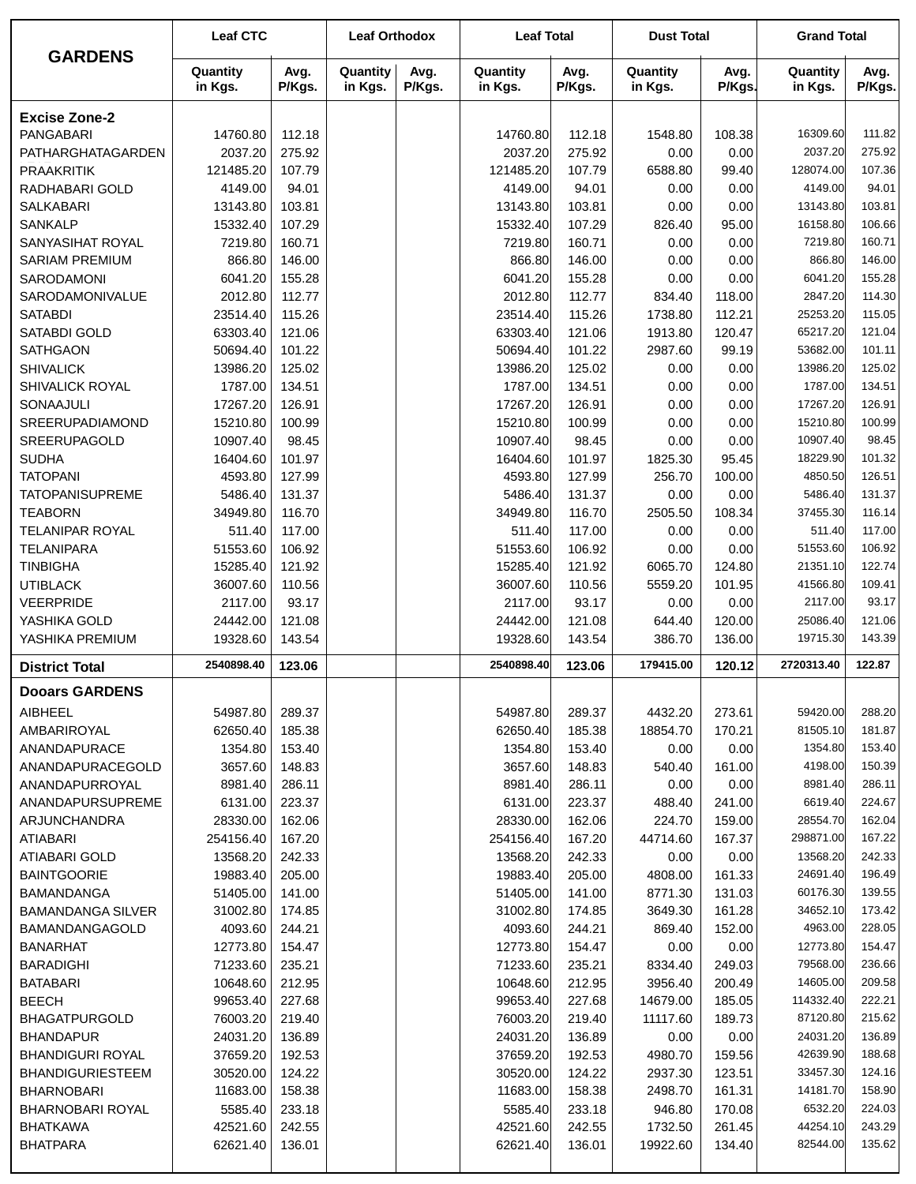| GARDENS | Leaf CTC | | Leaf Orthodox | | Leaf Total | | Dust Total | | Grand Total | |
|---|---|---|---|---|---|---|---|---|---|---|
| | Quantity in Kgs. | Avg. P/Kgs. | Quantity in Kgs. | Avg. P/Kgs. | Quantity in Kgs. | Avg. P/Kgs. | Quantity in Kgs. | Avg. P/Kgs. | Quantity in Kgs. | Avg. P/Kgs. |
| **Excise Zone-2** | | | | | | | | | | |
| PANGABARI | 14760.80 | 112.18 | | | 14760.80 | 112.18 | 1548.80 | 108.38 | 16309.60 | 111.82 |
| PATHARGHATAGARDEN | 2037.20 | 275.92 | | | 2037.20 | 275.92 | 0.00 | 0.00 | 2037.20 | 275.92 |
| PRAAKRITIK | 121485.20 | 107.79 | | | 121485.20 | 107.79 | 6588.80 | 99.40 | 128074.00 | 107.36 |
| RADHABARI GOLD | 4149.00 | 94.01 | | | 4149.00 | 94.01 | 0.00 | 0.00 | 4149.00 | 94.01 |
| SALKABARI | 13143.80 | 103.81 | | | 13143.80 | 103.81 | 0.00 | 0.00 | 13143.80 | 103.81 |
| SANKALP | 15332.40 | 107.29 | | | 15332.40 | 107.29 | 826.40 | 95.00 | 16158.80 | 106.66 |
| SANYASIHAT ROYAL | 7219.80 | 160.71 | | | 7219.80 | 160.71 | 0.00 | 0.00 | 7219.80 | 160.71 |
| SARIAM PREMIUM | 866.80 | 146.00 | | | 866.80 | 146.00 | 0.00 | 0.00 | 866.80 | 146.00 |
| SARODAMONI | 6041.20 | 155.28 | | | 6041.20 | 155.28 | 0.00 | 0.00 | 6041.20 | 155.28 |
| SARODAMONIVALUE | 2012.80 | 112.77 | | | 2012.80 | 112.77 | 834.40 | 118.00 | 2847.20 | 114.30 |
| SATABDI | 23514.40 | 115.26 | | | 23514.40 | 115.26 | 1738.80 | 112.21 | 25253.20 | 115.05 |
| SATABDI GOLD | 63303.40 | 121.06 | | | 63303.40 | 121.06 | 1913.80 | 120.47 | 65217.20 | 121.04 |
| SATHGAON | 50694.40 | 101.22 | | | 50694.40 | 101.22 | 2987.60 | 99.19 | 53682.00 | 101.11 |
| SHIVALICK | 13986.20 | 125.02 | | | 13986.20 | 125.02 | 0.00 | 0.00 | 13986.20 | 125.02 |
| SHIVALICK ROYAL | 1787.00 | 134.51 | | | 1787.00 | 134.51 | 0.00 | 0.00 | 1787.00 | 134.51 |
| SONAAJULI | 17267.20 | 126.91 | | | 17267.20 | 126.91 | 0.00 | 0.00 | 17267.20 | 126.91 |
| SREERUPADIAMOND | 15210.80 | 100.99 | | | 15210.80 | 100.99 | 0.00 | 0.00 | 15210.80 | 100.99 |
| SREERUPAGOLD | 10907.40 | 98.45 | | | 10907.40 | 98.45 | 0.00 | 0.00 | 10907.40 | 98.45 |
| SUDHA | 16404.60 | 101.97 | | | 16404.60 | 101.97 | 1825.30 | 95.45 | 18229.90 | 101.32 |
| TATOPANI | 4593.80 | 127.99 | | | 4593.80 | 127.99 | 256.70 | 100.00 | 4850.50 | 126.51 |
| TATOPANISUPREME | 5486.40 | 131.37 | | | 5486.40 | 131.37 | 0.00 | 0.00 | 5486.40 | 131.37 |
| TEABORN | 34949.80 | 116.70 | | | 34949.80 | 116.70 | 2505.50 | 108.34 | 37455.30 | 116.14 |
| TELANIPAR ROYAL | 511.40 | 117.00 | | | 511.40 | 117.00 | 0.00 | 0.00 | 511.40 | 117.00 |
| TELANIPARA | 51553.60 | 106.92 | | | 51553.60 | 106.92 | 0.00 | 0.00 | 51553.60 | 106.92 |
| TINBIGHA | 15285.40 | 121.92 | | | 15285.40 | 121.92 | 6065.70 | 124.80 | 21351.10 | 122.74 |
| UTIBLACK | 36007.60 | 110.56 | | | 36007.60 | 110.56 | 5559.20 | 101.95 | 41566.80 | 109.41 |
| VEERPRIDE | 2117.00 | 93.17 | | | 2117.00 | 93.17 | 0.00 | 0.00 | 2117.00 | 93.17 |
| YASHIKA GOLD | 24442.00 | 121.08 | | | 24442.00 | 121.08 | 644.40 | 120.00 | 25086.40 | 121.06 |
| YASHIKA PREMIUM | 19328.60 | 143.54 | | | 19328.60 | 143.54 | 386.70 | 136.00 | 19715.30 | 143.39 |
| **District Total** | **2540898.40** | **123.06** | | | **2540898.40** | **123.06** | **179415.00** | **120.12** | **2720313.40** | **122.87** |
| **Dooars GARDENS** | | | | | | | | | | |
| AIBHEEL | 54987.80 | 289.37 | | | 54987.80 | 289.37 | 4432.20 | 273.61 | 59420.00 | 288.20 |
| AMBARIROYAL | 62650.40 | 185.38 | | | 62650.40 | 185.38 | 18854.70 | 170.21 | 81505.10 | 181.87 |
| ANANDAPURACE | 1354.80 | 153.40 | | | 1354.80 | 153.40 | 0.00 | 0.00 | 1354.80 | 153.40 |
| ANANDAPURACEGOLD | 3657.60 | 148.83 | | | 3657.60 | 148.83 | 540.40 | 161.00 | 4198.00 | 150.39 |
| ANANDAPURROYAL | 8981.40 | 286.11 | | | 8981.40 | 286.11 | 0.00 | 0.00 | 8981.40 | 286.11 |
| ANANDAPURSUPREME | 6131.00 | 223.37 | | | 6131.00 | 223.37 | 488.40 | 241.00 | 6619.40 | 224.67 |
| ARJUNCHANDRA | 28330.00 | 162.06 | | | 28330.00 | 162.06 | 224.70 | 159.00 | 28554.70 | 162.04 |
| ATIABARI | 254156.40 | 167.20 | | | 254156.40 | 167.20 | 44714.60 | 167.37 | 298871.00 | 167.22 |
| ATIABARI GOLD | 13568.20 | 242.33 | | | 13568.20 | 242.33 | 0.00 | 0.00 | 13568.20 | 242.33 |
| BAINTGOORIE | 19883.40 | 205.00 | | | 19883.40 | 205.00 | 4808.00 | 161.33 | 24691.40 | 196.49 |
| BAMANDANGA | 51405.00 | 141.00 | | | 51405.00 | 141.00 | 8771.30 | 131.03 | 60176.30 | 139.55 |
| BAMANDANGA SILVER | 31002.80 | 174.85 | | | 31002.80 | 174.85 | 3649.30 | 161.28 | 34652.10 | 173.42 |
| BAMANDANGAGOLD | 4093.60 | 244.21 | | | 4093.60 | 244.21 | 869.40 | 152.00 | 4963.00 | 228.05 |
| BANARHAT | 12773.80 | 154.47 | | | 12773.80 | 154.47 | 0.00 | 0.00 | 12773.80 | 154.47 |
| BARADIGHI | 71233.60 | 235.21 | | | 71233.60 | 235.21 | 8334.40 | 249.03 | 79568.00 | 236.66 |
| BATABARI | 10648.60 | 212.95 | | | 10648.60 | 212.95 | 3956.40 | 200.49 | 14605.00 | 209.58 |
| BEECH | 99653.40 | 227.68 | | | 99653.40 | 227.68 | 14679.00 | 185.05 | 114332.40 | 222.21 |
| BHAGATPURGOLD | 76003.20 | 219.40 | | | 76003.20 | 219.40 | 11117.60 | 189.73 | 87120.80 | 215.62 |
| BHANDAPUR | 24031.20 | 136.89 | | | 24031.20 | 136.89 | 0.00 | 0.00 | 24031.20 | 136.89 |
| BHANDIGURI ROYAL | 37659.20 | 192.53 | | | 37659.20 | 192.53 | 4980.70 | 159.56 | 42639.90 | 188.68 |
| BHANDIGURIESTEEM | 30520.00 | 124.22 | | | 30520.00 | 124.22 | 2937.30 | 123.51 | 33457.30 | 124.16 |
| BHARNOBARI | 11683.00 | 158.38 | | | 11683.00 | 158.38 | 2498.70 | 161.31 | 14181.70 | 158.90 |
| BHARNOBARI ROYAL | 5585.40 | 233.18 | | | 5585.40 | 233.18 | 946.80 | 170.08 | 6532.20 | 224.03 |
| BHATKAWA | 42521.60 | 242.55 | | | 42521.60 | 242.55 | 1732.50 | 261.45 | 44254.10 | 243.29 |
| BHATPARA | 62621.40 | 136.01 | | | 62621.40 | 136.01 | 19922.60 | 134.40 | 82544.00 | 135.62 |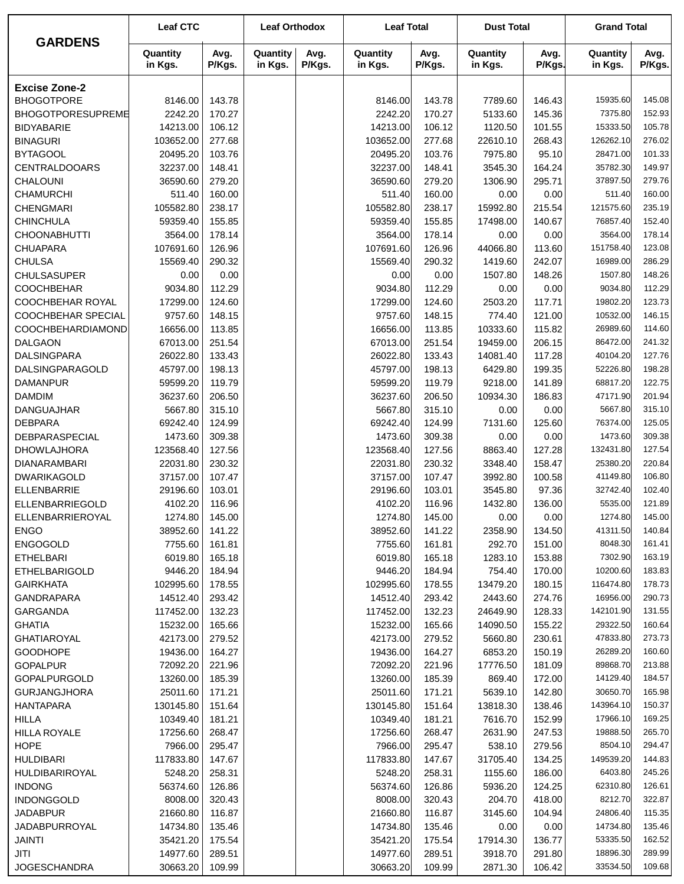| GARDENS | Leaf CTC | | Leaf Orthodox | | Leaf Total | | Dust Total | | Grand Total | |
|---|---|---|---|---|---|---|---|---|---|---|
| | Quantity in Kgs. | Avg. P/Kgs. | Quantity in Kgs. | Avg. P/Kgs. | Quantity in Kgs. | Avg. P/Kgs. | Quantity in Kgs. | Avg. P/Kgs. | Quantity in Kgs. | Avg. P/Kgs. |
| **Excise Zone-2** | | | | | | | | | | |
| BHOGOTPORE | 8146.00 | 143.78 | | | 8146.00 | 143.78 | 7789.60 | 146.43 | 15935.60 | 145.08 |
| BHOGOTPORESUPREME | 2242.20 | 170.27 | | | 2242.20 | 170.27 | 5133.60 | 145.36 | 7375.80 | 152.93 |
| BIDYABARIE | 14213.00 | 106.12 | | | 14213.00 | 106.12 | 1120.50 | 101.55 | 15333.50 | 105.78 |
| BINAGURI | 103652.00 | 277.68 | | | 103652.00 | 277.68 | 22610.10 | 268.43 | 126262.10 | 276.02 |
| BYTAGOOL | 20495.20 | 103.76 | | | 20495.20 | 103.76 | 7975.80 | 95.10 | 28471.00 | 101.33 |
| CENTRALDOOARS | 32237.00 | 148.41 | | | 32237.00 | 148.41 | 3545.30 | 164.24 | 35782.30 | 149.97 |
| CHALOUNI | 36590.60 | 279.20 | | | 36590.60 | 279.20 | 1306.90 | 295.71 | 37897.50 | 279.76 |
| CHAMURCHI | 511.40 | 160.00 | | | 511.40 | 160.00 | 0.00 | 0.00 | 511.40 | 160.00 |
| CHENGMARI | 105582.80 | 238.17 | | | 105582.80 | 238.17 | 15992.80 | 215.54 | 121575.60 | 235.19 |
| CHINCHULA | 59359.40 | 155.85 | | | 59359.40 | 155.85 | 17498.00 | 140.67 | 76857.40 | 152.40 |
| CHOONABHUTTI | 3564.00 | 178.14 | | | 3564.00 | 178.14 | 0.00 | 0.00 | 3564.00 | 178.14 |
| CHUAPARA | 107691.60 | 126.96 | | | 107691.60 | 126.96 | 44066.80 | 113.60 | 151758.40 | 123.08 |
| CHULSA | 15569.40 | 290.32 | | | 15569.40 | 290.32 | 1419.60 | 242.07 | 16989.00 | 286.29 |
| CHULSASUPER | 0.00 | 0.00 | | | 0.00 | 0.00 | 1507.80 | 148.26 | 1507.80 | 148.26 |
| COOCHBEHAR | 9034.80 | 112.29 | | | 9034.80 | 112.29 | 0.00 | 0.00 | 9034.80 | 112.29 |
| COOCHBEHAR ROYAL | 17299.00 | 124.60 | | | 17299.00 | 124.60 | 2503.20 | 117.71 | 19802.20 | 123.73 |
| COOCHBEHAR SPECIAL | 9757.60 | 148.15 | | | 9757.60 | 148.15 | 774.40 | 121.00 | 10532.00 | 146.15 |
| COOCHBEHARDIAMOND | 16656.00 | 113.85 | | | 16656.00 | 113.85 | 10333.60 | 115.82 | 26989.60 | 114.60 |
| DALGAON | 67013.00 | 251.54 | | | 67013.00 | 251.54 | 19459.00 | 206.15 | 86472.00 | 241.32 |
| DALSINGPARA | 26022.80 | 133.43 | | | 26022.80 | 133.43 | 14081.40 | 117.28 | 40104.20 | 127.76 |
| DALSINGPARAGOLD | 45797.00 | 198.13 | | | 45797.00 | 198.13 | 6429.80 | 199.35 | 52226.80 | 198.28 |
| DAMANPUR | 59599.20 | 119.79 | | | 59599.20 | 119.79 | 9218.00 | 141.89 | 68817.20 | 122.75 |
| DAMDIM | 36237.60 | 206.50 | | | 36237.60 | 206.50 | 10934.30 | 186.83 | 47171.90 | 201.94 |
| DANGUAJHAR | 5667.80 | 315.10 | | | 5667.80 | 315.10 | 0.00 | 0.00 | 5667.80 | 315.10 |
| DEBPARA | 69242.40 | 124.99 | | | 69242.40 | 124.99 | 7131.60 | 125.60 | 76374.00 | 125.05 |
| DEBPARASPECIAL | 1473.60 | 309.38 | | | 1473.60 | 309.38 | 0.00 | 0.00 | 1473.60 | 309.38 |
| DHOWLAJHORA | 123568.40 | 127.56 | | | 123568.40 | 127.56 | 8863.40 | 127.28 | 132431.80 | 127.54 |
| DIANARAMBARI | 22031.80 | 230.32 | | | 22031.80 | 230.32 | 3348.40 | 158.47 | 25380.20 | 220.84 |
| DWARIKAGOLD | 37157.00 | 107.47 | | | 37157.00 | 107.47 | 3992.80 | 100.58 | 41149.80 | 106.80 |
| ELLENBARRIE | 29196.60 | 103.01 | | | 29196.60 | 103.01 | 3545.80 | 97.36 | 32742.40 | 102.40 |
| ELLENBARRIEGOLD | 4102.20 | 116.96 | | | 4102.20 | 116.96 | 1432.80 | 136.00 | 5535.00 | 121.89 |
| ELLENBARRIEROYAL | 1274.80 | 145.00 | | | 1274.80 | 145.00 | 0.00 | 0.00 | 1274.80 | 145.00 |
| ENGO | 38952.60 | 141.22 | | | 38952.60 | 141.22 | 2358.90 | 134.50 | 41311.50 | 140.84 |
| ENGOGOLD | 7755.60 | 161.81 | | | 7755.60 | 161.81 | 292.70 | 151.00 | 8048.30 | 161.41 |
| ETHELBARI | 6019.80 | 165.18 | | | 6019.80 | 165.18 | 1283.10 | 153.88 | 7302.90 | 163.19 |
| ETHELBARIGOLD | 9446.20 | 184.94 | | | 9446.20 | 184.94 | 754.40 | 170.00 | 10200.60 | 183.83 |
| GAIRKHATA | 102995.60 | 178.55 | | | 102995.60 | 178.55 | 13479.20 | 180.15 | 116474.80 | 178.73 |
| GANDRAPARA | 14512.40 | 293.42 | | | 14512.40 | 293.42 | 2443.60 | 274.76 | 16956.00 | 290.73 |
| GARGANDA | 117452.00 | 132.23 | | | 117452.00 | 132.23 | 24649.90 | 128.33 | 142101.90 | 131.55 |
| GHATIA | 15232.00 | 165.66 | | | 15232.00 | 165.66 | 14090.50 | 155.22 | 29322.50 | 160.64 |
| GHATIAROYAL | 42173.00 | 279.52 | | | 42173.00 | 279.52 | 5660.80 | 230.61 | 47833.80 | 273.73 |
| GOODHOPE | 19436.00 | 164.27 | | | 19436.00 | 164.27 | 6853.20 | 150.19 | 26289.20 | 160.60 |
| GOPALPUR | 72092.20 | 221.96 | | | 72092.20 | 221.96 | 17776.50 | 181.09 | 89868.70 | 213.88 |
| GOPALPURGOLD | 13260.00 | 185.39 | | | 13260.00 | 185.39 | 869.40 | 172.00 | 14129.40 | 184.57 |
| GURJANGJHORA | 25011.60 | 171.21 | | | 25011.60 | 171.21 | 5639.10 | 142.80 | 30650.70 | 165.98 |
| HANTAPARA | 130145.80 | 151.64 | | | 130145.80 | 151.64 | 13818.30 | 138.46 | 143964.10 | 150.37 |
| HILLA | 10349.40 | 181.21 | | | 10349.40 | 181.21 | 7616.70 | 152.99 | 17966.10 | 169.25 |
| HILLA ROYALE | 17256.60 | 268.47 | | | 17256.60 | 268.47 | 2631.90 | 247.53 | 19888.50 | 265.70 |
| HOPE | 7966.00 | 295.47 | | | 7966.00 | 295.47 | 538.10 | 279.56 | 8504.10 | 294.47 |
| HULDIBARI | 117833.80 | 147.67 | | | 117833.80 | 147.67 | 31705.40 | 134.25 | 149539.20 | 144.83 |
| HULDIBARIROYAL | 5248.20 | 258.31 | | | 5248.20 | 258.31 | 1155.60 | 186.00 | 6403.80 | 245.26 |
| INDONG | 56374.60 | 126.86 | | | 56374.60 | 126.86 | 5936.20 | 124.25 | 62310.80 | 126.61 |
| INDONGGOLD | 8008.00 | 320.43 | | | 8008.00 | 320.43 | 204.70 | 418.00 | 8212.70 | 322.87 |
| JADABPUR | 21660.80 | 116.87 | | | 21660.80 | 116.87 | 3145.60 | 104.94 | 24806.40 | 115.35 |
| JADABPURROYAL | 14734.80 | 135.46 | | | 14734.80 | 135.46 | 0.00 | 0.00 | 14734.80 | 135.46 |
| JAINTI | 35421.20 | 175.54 | | | 35421.20 | 175.54 | 17914.30 | 136.77 | 53335.50 | 162.52 |
| JITI | 14977.60 | 289.51 | | | 14977.60 | 289.51 | 3918.70 | 291.80 | 18896.30 | 289.99 |
| JOGESCHANDRA | 30663.20 | 109.99 | | | 30663.20 | 109.99 | 2871.30 | 106.42 | 33534.50 | 109.68 |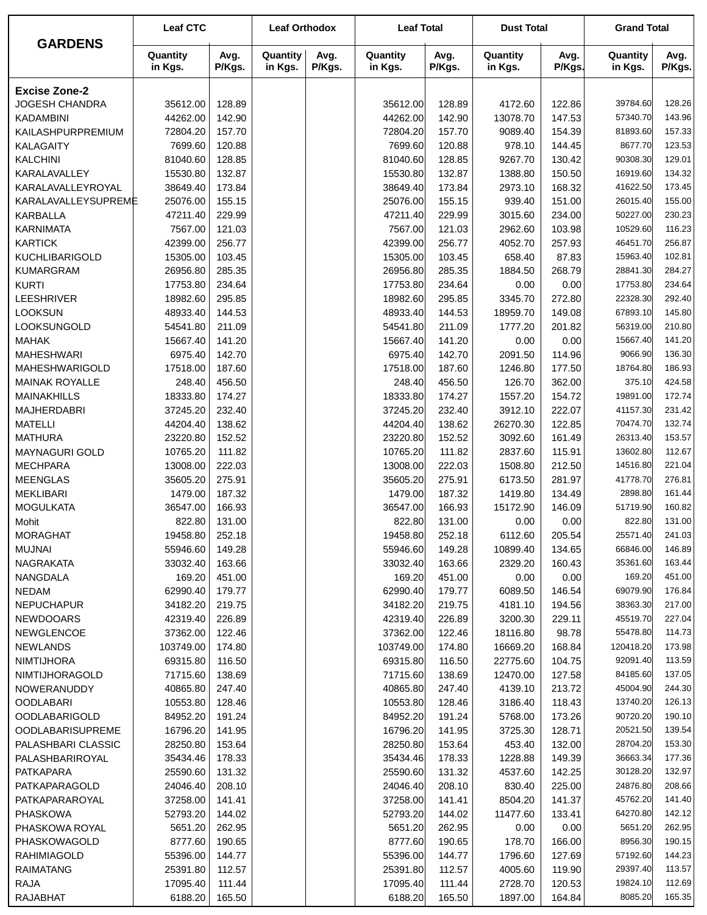| GARDENS | Leaf CTC | | Leaf Orthodox | | Leaf Total | | Dust Total | | Grand Total | |
|---|---|---|---|---|---|---|---|---|---|---|
| | Quantity in Kgs. | Avg. P/Kgs. | Quantity in Kgs. | Avg. P/Kgs. | Quantity in Kgs. | Avg. P/Kgs. | Quantity in Kgs. | Avg. P/Kgs. | Quantity in Kgs. | Avg. P/Kgs. |
| **Excise Zone-2** | | | | | | | | | | |
| JOGESH CHANDRA | 35612.00 | 128.89 | | | 35612.00 | 128.89 | 4172.60 | 122.86 | 39784.60 | 128.26 |
| KADAMBINI | 44262.00 | 142.90 | | | 44262.00 | 142.90 | 13078.70 | 147.53 | 57340.70 | 143.96 |
| KAILASHPURPREMIUM | 72804.20 | 157.70 | | | 72804.20 | 157.70 | 9089.40 | 154.39 | 81893.60 | 157.33 |
| KALAGAITY | 7699.60 | 120.88 | | | 7699.60 | 120.88 | 978.10 | 144.45 | 8677.70 | 123.53 |
| KALCHINI | 81040.60 | 128.85 | | | 81040.60 | 128.85 | 9267.70 | 130.42 | 90308.30 | 129.01 |
| KARALAVALLEY | 15530.80 | 132.87 | | | 15530.80 | 132.87 | 1388.80 | 150.50 | 16919.60 | 134.32 |
| KARALAVALLEYROYAL | 38649.40 | 173.84 | | | 38649.40 | 173.84 | 2973.10 | 168.32 | 41622.50 | 173.45 |
| KARALAVALLEYSUPREME | 25076.00 | 155.15 | | | 25076.00 | 155.15 | 939.40 | 151.00 | 26015.40 | 155.00 |
| KARBALLA | 47211.40 | 229.99 | | | 47211.40 | 229.99 | 3015.60 | 234.00 | 50227.00 | 230.23 |
| KARNIMATA | 7567.00 | 121.03 | | | 7567.00 | 121.03 | 2962.60 | 103.98 | 10529.60 | 116.23 |
| KARTICK | 42399.00 | 256.77 | | | 42399.00 | 256.77 | 4052.70 | 257.93 | 46451.70 | 256.87 |
| KUCHLIBARIGOLD | 15305.00 | 103.45 | | | 15305.00 | 103.45 | 658.40 | 87.83 | 15963.40 | 102.81 |
| KUMARGRAM | 26956.80 | 285.35 | | | 26956.80 | 285.35 | 1884.50 | 268.79 | 28841.30 | 284.27 |
| KURTI | 17753.80 | 234.64 | | | 17753.80 | 234.64 | 0.00 | 0.00 | 17753.80 | 234.64 |
| LEESHRIVER | 18982.60 | 295.85 | | | 18982.60 | 295.85 | 3345.70 | 272.80 | 22328.30 | 292.40 |
| LOOKSUN | 48933.40 | 144.53 | | | 48933.40 | 144.53 | 18959.70 | 149.08 | 67893.10 | 145.80 |
| LOOKSUNGOLD | 54541.80 | 211.09 | | | 54541.80 | 211.09 | 1777.20 | 201.82 | 56319.00 | 210.80 |
| MAHAK | 15667.40 | 141.20 | | | 15667.40 | 141.20 | 0.00 | 0.00 | 15667.40 | 141.20 |
| MAHESHWARI | 6975.40 | 142.70 | | | 6975.40 | 142.70 | 2091.50 | 114.96 | 9066.90 | 136.30 |
| MAHESHWARIGOLD | 17518.00 | 187.60 | | | 17518.00 | 187.60 | 1246.80 | 177.50 | 18764.80 | 186.93 |
| MAINAK ROYALLE | 248.40 | 456.50 | | | 248.40 | 456.50 | 126.70 | 362.00 | 375.10 | 424.58 |
| MAINAKHILLS | 18333.80 | 174.27 | | | 18333.80 | 174.27 | 1557.20 | 154.72 | 19891.00 | 172.74 |
| MAJHERDABRI | 37245.20 | 232.40 | | | 37245.20 | 232.40 | 3912.10 | 222.07 | 41157.30 | 231.42 |
| MATELLI | 44204.40 | 138.62 | | | 44204.40 | 138.62 | 26270.30 | 122.85 | 70474.70 | 132.74 |
| MATHURA | 23220.80 | 152.52 | | | 23220.80 | 152.52 | 3092.60 | 161.49 | 26313.40 | 153.57 |
| MAYNAGURI GOLD | 10765.20 | 111.82 | | | 10765.20 | 111.82 | 2837.60 | 115.91 | 13602.80 | 112.67 |
| MECHPARA | 13008.00 | 222.03 | | | 13008.00 | 222.03 | 1508.80 | 212.50 | 14516.80 | 221.04 |
| MEENGLAS | 35605.20 | 275.91 | | | 35605.20 | 275.91 | 6173.50 | 281.97 | 41778.70 | 276.81 |
| MEKLIBARI | 1479.00 | 187.32 | | | 1479.00 | 187.32 | 1419.80 | 134.49 | 2898.80 | 161.44 |
| MOGULKATA | 36547.00 | 166.93 | | | 36547.00 | 166.93 | 15172.90 | 146.09 | 51719.90 | 160.82 |
| Mohit | 822.80 | 131.00 | | | 822.80 | 131.00 | 0.00 | 0.00 | 822.80 | 131.00 |
| MORAGHAT | 19458.80 | 252.18 | | | 19458.80 | 252.18 | 6112.60 | 205.54 | 25571.40 | 241.03 |
| MUJNAI | 55946.60 | 149.28 | | | 55946.60 | 149.28 | 10899.40 | 134.65 | 66846.00 | 146.89 |
| NAGRAKATA | 33032.40 | 163.66 | | | 33032.40 | 163.66 | 2329.20 | 160.43 | 35361.60 | 163.44 |
| NANGDALA | 169.20 | 451.00 | | | 169.20 | 451.00 | 0.00 | 0.00 | 169.20 | 451.00 |
| NEDAM | 62990.40 | 179.77 | | | 62990.40 | 179.77 | 6089.50 | 146.54 | 69079.90 | 176.84 |
| NEPUCHAPUR | 34182.20 | 219.75 | | | 34182.20 | 219.75 | 4181.10 | 194.56 | 38363.30 | 217.00 |
| NEWDOOARS | 42319.40 | 226.89 | | | 42319.40 | 226.89 | 3200.30 | 229.11 | 45519.70 | 227.04 |
| NEWGLENCOE | 37362.00 | 122.46 | | | 37362.00 | 122.46 | 18116.80 | 98.78 | 55478.80 | 114.73 |
| NEWLANDS | 103749.00 | 174.80 | | | 103749.00 | 174.80 | 16669.20 | 168.84 | 120418.20 | 173.98 |
| NIMTIJHORA | 69315.80 | 116.50 | | | 69315.80 | 116.50 | 22775.60 | 104.75 | 92091.40 | 113.59 |
| NIMTIJHORAGOLD | 71715.60 | 138.69 | | | 71715.60 | 138.69 | 12470.00 | 127.58 | 84185.60 | 137.05 |
| NOWERANUDDY | 40865.80 | 247.40 | | | 40865.80 | 247.40 | 4139.10 | 213.72 | 45004.90 | 244.30 |
| OODLABARI | 10553.80 | 128.46 | | | 10553.80 | 128.46 | 3186.40 | 118.43 | 13740.20 | 126.13 |
| OODLABARIGOLD | 84952.20 | 191.24 | | | 84952.20 | 191.24 | 5768.00 | 173.26 | 90720.20 | 190.10 |
| OODLABARISUPREME | 16796.20 | 141.95 | | | 16796.20 | 141.95 | 3725.30 | 128.71 | 20521.50 | 139.54 |
| PALASHBARI CLASSIC | 28250.80 | 153.64 | | | 28250.80 | 153.64 | 453.40 | 132.00 | 28704.20 | 153.30 |
| PALASHBARIROYAL | 35434.46 | 178.33 | | | 35434.46 | 178.33 | 1228.88 | 149.39 | 36663.34 | 177.36 |
| PATKAPARA | 25590.60 | 131.32 | | | 25590.60 | 131.32 | 4537.60 | 142.25 | 30128.20 | 132.97 |
| PATKAPARAGOLD | 24046.40 | 208.10 | | | 24046.40 | 208.10 | 830.40 | 225.00 | 24876.80 | 208.66 |
| PATKAPARAROYAL | 37258.00 | 141.41 | | | 37258.00 | 141.41 | 8504.20 | 141.37 | 45762.20 | 141.40 |
| PHASKOWA | 52793.20 | 144.02 | | | 52793.20 | 144.02 | 11477.60 | 133.41 | 64270.80 | 142.12 |
| PHASKOWA ROYAL | 5651.20 | 262.95 | | | 5651.20 | 262.95 | 0.00 | 0.00 | 5651.20 | 262.95 |
| PHASKOWAGOLD | 8777.60 | 190.65 | | | 8777.60 | 190.65 | 178.70 | 166.00 | 8956.30 | 190.15 |
| RAHIMIAGOLD | 55396.00 | 144.77 | | | 55396.00 | 144.77 | 1796.60 | 127.69 | 57192.60 | 144.23 |
| RAIMATANG | 25391.80 | 112.57 | | | 25391.80 | 112.57 | 4005.60 | 119.90 | 29397.40 | 113.57 |
| RAJA | 17095.40 | 111.44 | | | 17095.40 | 111.44 | 2728.70 | 120.53 | 19824.10 | 112.69 |
| RAJABHAT | 6188.20 | 165.50 | | | 6188.20 | 165.50 | 1897.00 | 164.84 | 8085.20 | 165.35 |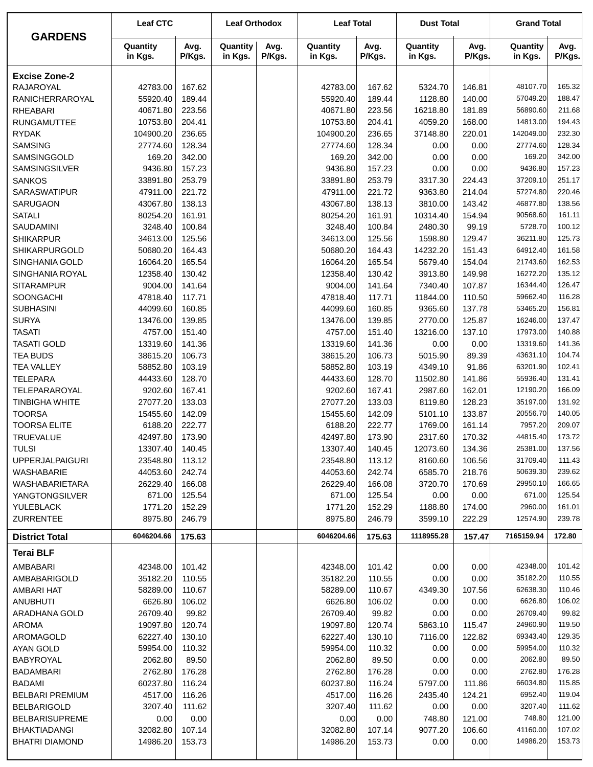| GARDENS | Leaf CTC | | Leaf Orthodox | | Leaf Total | | Dust Total | | Grand Total | |
|---|---|---|---|---|---|---|---|---|---|---|
| | Quantity in Kgs. | Avg. P/Kgs. | Quantity in Kgs. | Avg. P/Kgs. | Quantity in Kgs. | Avg. P/Kgs. | Quantity in Kgs. | Avg. P/Kgs. | Quantity in Kgs. | Avg. P/Kgs. |
| **Excise Zone-2** | | | | | | | | | | |
| RAJAROYAL | 42783.00 | 167.62 | | | 42783.00 | 167.62 | 5324.70 | 146.81 | 48107.70 | 165.32 |
| RANICHERRAROYAL | 55920.40 | 189.44 | | | 55920.40 | 189.44 | 1128.80 | 140.00 | 57049.20 | 188.47 |
| RHEABARI | 40671.80 | 223.56 | | | 40671.80 | 223.56 | 16218.80 | 181.89 | 56890.60 | 211.68 |
| RUNGAMUTTEE | 10753.80 | 204.41 | | | 10753.80 | 204.41 | 4059.20 | 168.00 | 14813.00 | 194.43 |
| RYDAK | 104900.20 | 236.65 | | | 104900.20 | 236.65 | 37148.80 | 220.01 | 142049.00 | 232.30 |
| SAMSING | 27774.60 | 128.34 | | | 27774.60 | 128.34 | 0.00 | 0.00 | 27774.60 | 128.34 |
| SAMSINGGOLD | 169.20 | 342.00 | | | 169.20 | 342.00 | 0.00 | 0.00 | 169.20 | 342.00 |
| SAMSINGSILVER | 9436.80 | 157.23 | | | 9436.80 | 157.23 | 0.00 | 0.00 | 9436.80 | 157.23 |
| SANKOS | 33891.80 | 253.79 | | | 33891.80 | 253.79 | 3317.30 | 224.43 | 37209.10 | 251.17 |
| SARASWATIPUR | 47911.00 | 221.72 | | | 47911.00 | 221.72 | 9363.80 | 214.04 | 57274.80 | 220.46 |
| SARUGAON | 43067.80 | 138.13 | | | 43067.80 | 138.13 | 3810.00 | 143.42 | 46877.80 | 138.56 |
| SATALI | 80254.20 | 161.91 | | | 80254.20 | 161.91 | 10314.40 | 154.94 | 90568.60 | 161.11 |
| SAUDAMINI | 3248.40 | 100.84 | | | 3248.40 | 100.84 | 2480.30 | 99.19 | 5728.70 | 100.12 |
| SHIKARPUR | 34613.00 | 125.56 | | | 34613.00 | 125.56 | 1598.80 | 129.47 | 36211.80 | 125.73 |
| SHIKARPURGOLD | 50680.20 | 164.43 | | | 50680.20 | 164.43 | 14232.20 | 151.43 | 64912.40 | 161.58 |
| SINGHANIA GOLD | 16064.20 | 165.54 | | | 16064.20 | 165.54 | 5679.40 | 154.04 | 21743.60 | 162.53 |
| SINGHANIA ROYAL | 12358.40 | 130.42 | | | 12358.40 | 130.42 | 3913.80 | 149.98 | 16272.20 | 135.12 |
| SITARAMPUR | 9004.00 | 141.64 | | | 9004.00 | 141.64 | 7340.40 | 107.87 | 16344.40 | 126.47 |
| SOONGACHI | 47818.40 | 117.71 | | | 47818.40 | 117.71 | 11844.00 | 110.50 | 59662.40 | 116.28 |
| SUBHASINI | 44099.60 | 160.85 | | | 44099.60 | 160.85 | 9365.60 | 137.78 | 53465.20 | 156.81 |
| SURYA | 13476.00 | 139.85 | | | 13476.00 | 139.85 | 2770.00 | 125.87 | 16246.00 | 137.47 |
| TASATI | 4757.00 | 151.40 | | | 4757.00 | 151.40 | 13216.00 | 137.10 | 17973.00 | 140.88 |
| TASATI GOLD | 13319.60 | 141.36 | | | 13319.60 | 141.36 | 0.00 | 0.00 | 13319.60 | 141.36 |
| TEA BUDS | 38615.20 | 106.73 | | | 38615.20 | 106.73 | 5015.90 | 89.39 | 43631.10 | 104.74 |
| TEA VALLEY | 58852.80 | 103.19 | | | 58852.80 | 103.19 | 4349.10 | 91.86 | 63201.90 | 102.41 |
| TELEPARA | 44433.60 | 128.70 | | | 44433.60 | 128.70 | 11502.80 | 141.86 | 55936.40 | 131.41 |
| TELEPARAROYAL | 9202.60 | 167.41 | | | 9202.60 | 167.41 | 2987.60 | 162.01 | 12190.20 | 166.09 |
| TINBIGHA WHITE | 27077.20 | 133.03 | | | 27077.20 | 133.03 | 8119.80 | 128.23 | 35197.00 | 131.92 |
| TOORSA | 15455.60 | 142.09 | | | 15455.60 | 142.09 | 5101.10 | 133.87 | 20556.70 | 140.05 |
| TOORSA ELITE | 6188.20 | 222.77 | | | 6188.20 | 222.77 | 1769.00 | 161.14 | 7957.20 | 209.07 |
| TRUEVALUE | 42497.80 | 173.90 | | | 42497.80 | 173.90 | 2317.60 | 170.32 | 44815.40 | 173.72 |
| TULSI | 13307.40 | 140.45 | | | 13307.40 | 140.45 | 12073.60 | 134.36 | 25381.00 | 137.56 |
| UPPERJALPAIGURI | 23548.80 | 113.12 | | | 23548.80 | 113.12 | 8160.60 | 106.56 | 31709.40 | 111.43 |
| WASHABARIE | 44053.60 | 242.74 | | | 44053.60 | 242.74 | 6585.70 | 218.76 | 50639.30 | 239.62 |
| WASHABARIETARA | 26229.40 | 166.08 | | | 26229.40 | 166.08 | 3720.70 | 170.69 | 29950.10 | 166.65 |
| YANGTONGSILVER | 671.00 | 125.54 | | | 671.00 | 125.54 | 0.00 | 0.00 | 671.00 | 125.54 |
| YULEBLACK | 1771.20 | 152.29 | | | 1771.20 | 152.29 | 1188.80 | 174.00 | 2960.00 | 161.01 |
| ZURRENTEE | 8975.80 | 246.79 | | | 8975.80 | 246.79 | 3599.10 | 222.29 | 12574.90 | 239.78 |
| **District Total** | 6046204.66 | 175.63 | | | 6046204.66 | 175.63 | 1118955.28 | 157.47 | 7165159.94 | 172.80 |
| **Terai BLF** | | | | | | | | | | |
| AMBABARI | 42348.00 | 101.42 | | | 42348.00 | 101.42 | 0.00 | 0.00 | 42348.00 | 101.42 |
| AMBABARIGOLD | 35182.20 | 110.55 | | | 35182.20 | 110.55 | 0.00 | 0.00 | 35182.20 | 110.55 |
| AMBARI HAT | 58289.00 | 110.67 | | | 58289.00 | 110.67 | 4349.30 | 107.56 | 62638.30 | 110.46 |
| ANUBHUTI | 6626.80 | 106.02 | | | 6626.80 | 106.02 | 0.00 | 0.00 | 6626.80 | 106.02 |
| ARADHANA GOLD | 26709.40 | 99.82 | | | 26709.40 | 99.82 | 0.00 | 0.00 | 26709.40 | 99.82 |
| AROMA | 19097.80 | 120.74 | | | 19097.80 | 120.74 | 5863.10 | 115.47 | 24960.90 | 119.50 |
| AROMAGOLD | 62227.40 | 130.10 | | | 62227.40 | 130.10 | 7116.00 | 122.82 | 69343.40 | 129.35 |
| AYAN GOLD | 59954.00 | 110.32 | | | 59954.00 | 110.32 | 0.00 | 0.00 | 59954.00 | 110.32 |
| BABYROYAL | 2062.80 | 89.50 | | | 2062.80 | 89.50 | 0.00 | 0.00 | 2062.80 | 89.50 |
| BADAMBARI | 2762.80 | 176.28 | | | 2762.80 | 176.28 | 0.00 | 0.00 | 2762.80 | 176.28 |
| BADAMI | 60237.80 | 116.24 | | | 60237.80 | 116.24 | 5797.00 | 111.86 | 66034.80 | 115.85 |
| BELBARI PREMIUM | 4517.00 | 116.26 | | | 4517.00 | 116.26 | 2435.40 | 124.21 | 6952.40 | 119.04 |
| BELBARIGOLD | 3207.40 | 111.62 | | | 3207.40 | 111.62 | 0.00 | 0.00 | 3207.40 | 111.62 |
| BELBARISUPREME | 0.00 | 0.00 | | | 0.00 | 0.00 | 748.80 | 121.00 | 748.80 | 121.00 |
| BHAKTIADANGI | 32082.80 | 107.14 | | | 32082.80 | 107.14 | 9077.20 | 106.60 | 41160.00 | 107.02 |
| BHATRI DIAMOND | 14986.20 | 153.73 | | | 14986.20 | 153.73 | 0.00 | 0.00 | 14986.20 | 153.73 |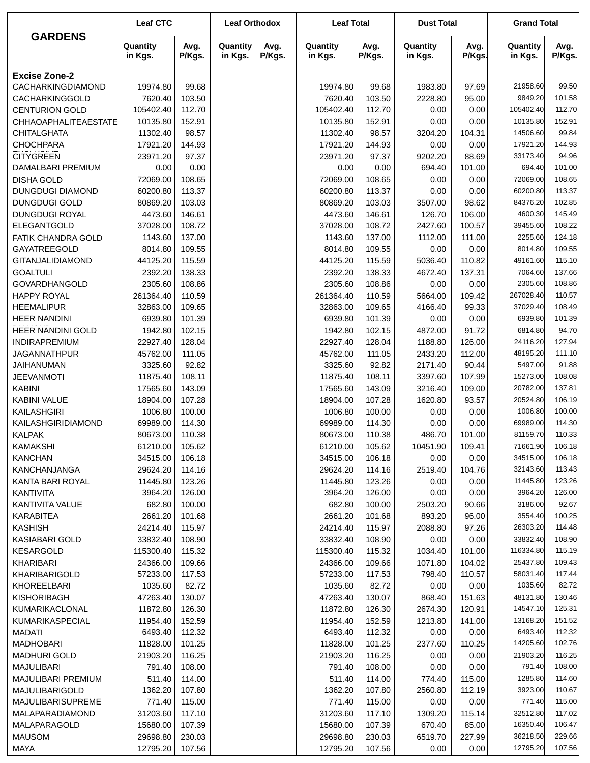| GARDENS | Leaf CTC | | Leaf Orthodox | | Leaf Total | | Dust Total | | Grand Total | |
|---|---|---|---|---|---|---|---|---|---|---|
| | Quantity in Kgs. | Avg. P/Kgs. | Quantity in Kgs. | Avg. P/Kgs. | Quantity in Kgs. | Avg. P/Kgs. | Quantity in Kgs. | Avg. P/Kgs. | Quantity in Kgs. | Avg. P/Kgs. |
| **Excise Zone-2** | | | | | | | | | | |
| CACHARKINGDIAMOND | 19974.80 | 99.68 | | | 19974.80 | 99.68 | 1983.80 | 97.69 | 21958.60 | 99.50 |
| CACHARKINGGOLD | 7620.40 | 103.50 | | | 7620.40 | 103.50 | 2228.80 | 95.00 | 9849.20 | 101.58 |
| CENTURION GOLD | 105402.40 | 112.70 | | | 105402.40 | 112.70 | 0.00 | 0.00 | 105402.40 | 112.70 |
| CHHAOAPHALITEAESTATE | 10135.80 | 152.91 | | | 10135.80 | 152.91 | 0.00 | 0.00 | 10135.80 | 152.91 |
| CHITALGHATA | 11302.40 | 98.57 | | | 11302.40 | 98.57 | 3204.20 | 104.31 | 14506.60 | 99.84 |
| CHOCHPARA | 17921.20 | 144.93 | | | 17921.20 | 144.93 | 0.00 | 0.00 | 17921.20 | 144.93 |
| CITYGREEN | 23971.20 | 97.37 | | | 23971.20 | 97.37 | 9202.20 | 88.69 | 33173.40 | 94.96 |
| DAMALBARI PREMIUM | 0.00 | 0.00 | | | 0.00 | 0.00 | 694.40 | 101.00 | 694.40 | 101.00 |
| DISHA GOLD | 72069.00 | 108.65 | | | 72069.00 | 108.65 | 0.00 | 0.00 | 72069.00 | 108.65 |
| DUNGDUGI DIAMOND | 60200.80 | 113.37 | | | 60200.80 | 113.37 | 0.00 | 0.00 | 60200.80 | 113.37 |
| DUNGDUGI GOLD | 80869.20 | 103.03 | | | 80869.20 | 103.03 | 3507.00 | 98.62 | 84376.20 | 102.85 |
| DUNGDUGI ROYAL | 4473.60 | 146.61 | | | 4473.60 | 146.61 | 126.70 | 106.00 | 4600.30 | 145.49 |
| ELEGANTGOLD | 37028.00 | 108.72 | | | 37028.00 | 108.72 | 2427.60 | 100.57 | 39455.60 | 108.22 |
| FATIK CHANDRA GOLD | 1143.60 | 137.00 | | | 1143.60 | 137.00 | 1112.00 | 111.00 | 2255.60 | 124.18 |
| GAYATREEGOLD | 8014.80 | 109.55 | | | 8014.80 | 109.55 | 0.00 | 0.00 | 8014.80 | 109.55 |
| GITANJALIDIAMOND | 44125.20 | 115.59 | | | 44125.20 | 115.59 | 5036.40 | 110.82 | 49161.60 | 115.10 |
| GOALTULI | 2392.20 | 138.33 | | | 2392.20 | 138.33 | 4672.40 | 137.31 | 7064.60 | 137.66 |
| GOVARDHANGOLD | 2305.60 | 108.86 | | | 2305.60 | 108.86 | 0.00 | 0.00 | 2305.60 | 108.86 |
| HAPPY ROYAL | 261364.40 | 110.59 | | | 261364.40 | 110.59 | 5664.00 | 109.42 | 267028.40 | 110.57 |
| HEEMALIPUR | 32863.00 | 109.65 | | | 32863.00 | 109.65 | 4166.40 | 99.33 | 37029.40 | 108.49 |
| HEER NANDINI | 6939.80 | 101.39 | | | 6939.80 | 101.39 | 0.00 | 0.00 | 6939.80 | 101.39 |
| HEER NANDINI GOLD | 1942.80 | 102.15 | | | 1942.80 | 102.15 | 4872.00 | 91.72 | 6814.80 | 94.70 |
| INDIRAPREMIUM | 22927.40 | 128.04 | | | 22927.40 | 128.04 | 1188.80 | 126.00 | 24116.20 | 127.94 |
| JAGANNATHPUR | 45762.00 | 111.05 | | | 45762.00 | 111.05 | 2433.20 | 112.00 | 48195.20 | 111.10 |
| JAIHANUMAN | 3325.60 | 92.82 | | | 3325.60 | 92.82 | 2171.40 | 90.44 | 5497.00 | 91.88 |
| JEEVANMOTI | 11875.40 | 108.11 | | | 11875.40 | 108.11 | 3397.60 | 107.99 | 15273.00 | 108.08 |
| KABINI | 17565.60 | 143.09 | | | 17565.60 | 143.09 | 3216.40 | 109.00 | 20782.00 | 137.81 |
| KABINI VALUE | 18904.00 | 107.28 | | | 18904.00 | 107.28 | 1620.80 | 93.57 | 20524.80 | 106.19 |
| KAILASHGIRI | 1006.80 | 100.00 | | | 1006.80 | 100.00 | 0.00 | 0.00 | 1006.80 | 100.00 |
| KAILASHGIRIDIAMOND | 69989.00 | 114.30 | | | 69989.00 | 114.30 | 0.00 | 0.00 | 69989.00 | 114.30 |
| KALPAK | 80673.00 | 110.38 | | | 80673.00 | 110.38 | 486.70 | 101.00 | 81159.70 | 110.33 |
| KAMAKSHI | 61210.00 | 105.62 | | | 61210.00 | 105.62 | 10451.90 | 109.41 | 71661.90 | 106.18 |
| KANCHAN | 34515.00 | 106.18 | | | 34515.00 | 106.18 | 0.00 | 0.00 | 34515.00 | 106.18 |
| KANCHANJANGA | 29624.20 | 114.16 | | | 29624.20 | 114.16 | 2519.40 | 104.76 | 32143.60 | 113.43 |
| KANTA BARI ROYAL | 11445.80 | 123.26 | | | 11445.80 | 123.26 | 0.00 | 0.00 | 11445.80 | 123.26 |
| KANTIVITA | 3964.20 | 126.00 | | | 3964.20 | 126.00 | 0.00 | 0.00 | 3964.20 | 126.00 |
| KANTIVITA VALUE | 682.80 | 100.00 | | | 682.80 | 100.00 | 2503.20 | 90.66 | 3186.00 | 92.67 |
| KARABITEA | 2661.20 | 101.68 | | | 2661.20 | 101.68 | 893.20 | 96.00 | 3554.40 | 100.25 |
| KASHISH | 24214.40 | 115.97 | | | 24214.40 | 115.97 | 2088.80 | 97.26 | 26303.20 | 114.48 |
| KASIABARI GOLD | 33832.40 | 108.90 | | | 33832.40 | 108.90 | 0.00 | 0.00 | 33832.40 | 108.90 |
| KESARGOLD | 115300.40 | 115.32 | | | 115300.40 | 115.32 | 1034.40 | 101.00 | 116334.80 | 115.19 |
| KHARIBARI | 24366.00 | 109.66 | | | 24366.00 | 109.66 | 1071.80 | 104.02 | 25437.80 | 109.43 |
| KHARIBARIGOLD | 57233.00 | 117.53 | | | 57233.00 | 117.53 | 798.40 | 110.57 | 58031.40 | 117.44 |
| KHOREELBARI | 1035.60 | 82.72 | | | 1035.60 | 82.72 | 0.00 | 0.00 | 1035.60 | 82.72 |
| KISHORIBAGH | 47263.40 | 130.07 | | | 47263.40 | 130.07 | 868.40 | 151.63 | 48131.80 | 130.46 |
| KUMARIKACLONAL | 11872.80 | 126.30 | | | 11872.80 | 126.30 | 2674.30 | 120.91 | 14547.10 | 125.31 |
| KUMARIKASPECIAL | 11954.40 | 152.59 | | | 11954.40 | 152.59 | 1213.80 | 141.00 | 13168.20 | 151.52 |
| MADATI | 6493.40 | 112.32 | | | 6493.40 | 112.32 | 0.00 | 0.00 | 6493.40 | 112.32 |
| MADHOBARI | 11828.00 | 101.25 | | | 11828.00 | 101.25 | 2377.60 | 110.25 | 14205.60 | 102.76 |
| MADHURI GOLD | 21903.20 | 116.25 | | | 21903.20 | 116.25 | 0.00 | 0.00 | 21903.20 | 116.25 |
| MAJULIBARI | 791.40 | 108.00 | | | 791.40 | 108.00 | 0.00 | 0.00 | 791.40 | 108.00 |
| MAJULIBARI PREMIUM | 511.40 | 114.00 | | | 511.40 | 114.00 | 774.40 | 115.00 | 1285.80 | 114.60 |
| MAJULIBARIGOLD | 1362.20 | 107.80 | | | 1362.20 | 107.80 | 2560.80 | 112.19 | 3923.00 | 110.67 |
| MAJULIBARISUPREME | 771.40 | 115.00 | | | 771.40 | 115.00 | 0.00 | 0.00 | 771.40 | 115.00 |
| MALAPARADIAMOND | 31203.60 | 117.10 | | | 31203.60 | 117.10 | 1309.20 | 115.14 | 32512.80 | 117.02 |
| MALAPARAGOLD | 15680.00 | 107.39 | | | 15680.00 | 107.39 | 670.40 | 85.00 | 16350.40 | 106.47 |
| MAUSOM | 29698.80 | 230.03 | | | 29698.80 | 230.03 | 6519.70 | 227.99 | 36218.50 | 229.66 |
| MAYA | 12795.20 | 107.56 | | | 12795.20 | 107.56 | 0.00 | 0.00 | 12795.20 | 107.56 |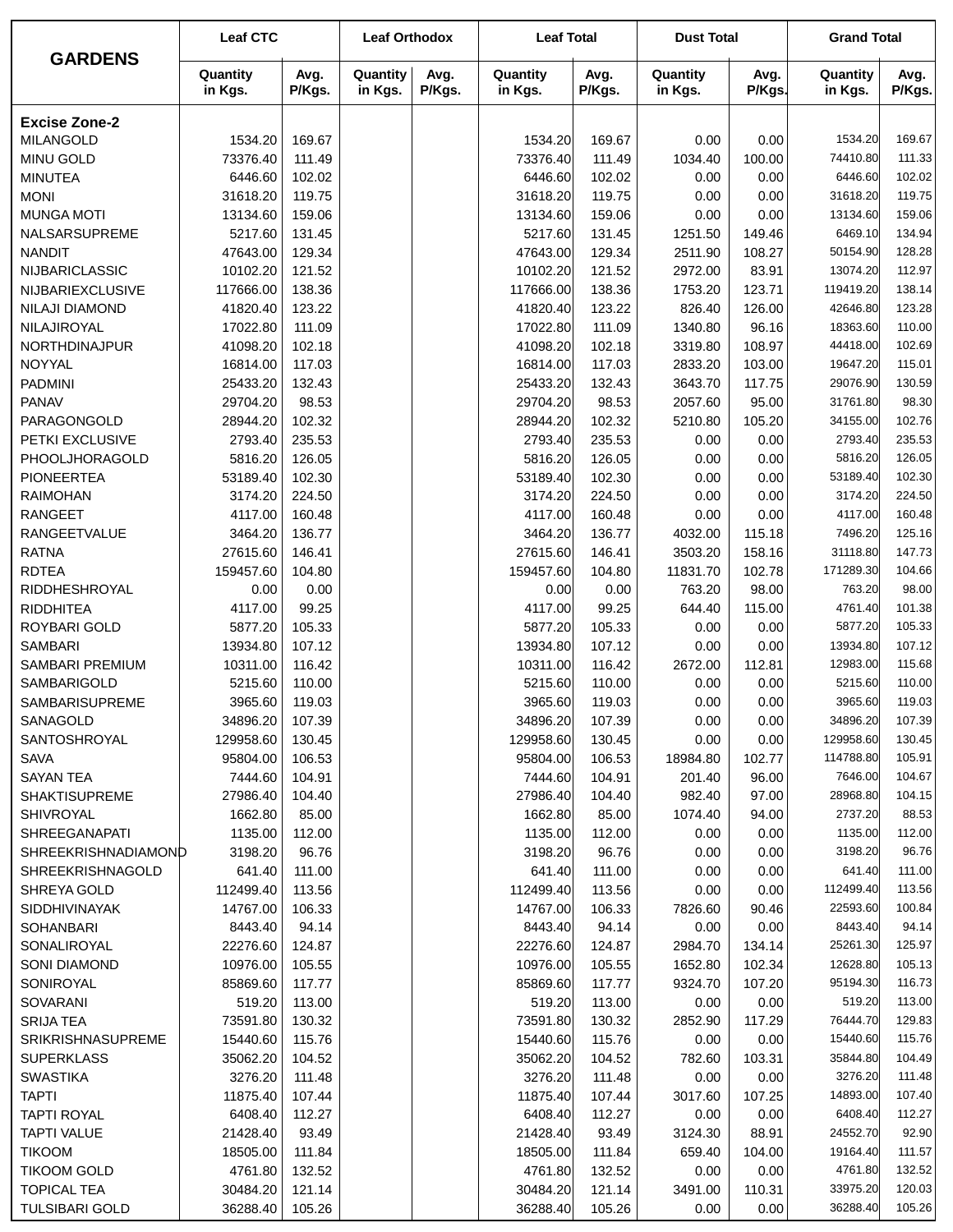| GARDENS | Leaf CTC | | Leaf Orthodox | | Leaf Total | | Dust Total | | Grand Total | |
|---|---|---|---|---|---|---|---|---|---|---|
| | Quantity in Kgs. | Avg. P/Kgs. | Quantity in Kgs. | Avg. P/Kgs. | Quantity in Kgs. | Avg. P/Kgs. | Quantity in Kgs. | Avg. P/Kgs. | Quantity in Kgs. | Avg. P/Kgs. |
| **Excise Zone-2** | | | | | | | | | | |
| MILANGOLD | 1534.20 | 169.67 | | | 1534.20 | 169.67 | 0.00 | 0.00 | 1534.20 | 169.67 |
| MINU GOLD | 73376.40 | 111.49 | | | 73376.40 | 111.49 | 1034.40 | 100.00 | 74410.80 | 111.33 |
| MINUTEA | 6446.60 | 102.02 | | | 6446.60 | 102.02 | 0.00 | 0.00 | 6446.60 | 102.02 |
| MONI | 31618.20 | 119.75 | | | 31618.20 | 119.75 | 0.00 | 0.00 | 31618.20 | 119.75 |
| MUNGA MOTI | 13134.60 | 159.06 | | | 13134.60 | 159.06 | 0.00 | 0.00 | 13134.60 | 159.06 |
| NALSARSUPREME | 5217.60 | 131.45 | | | 5217.60 | 131.45 | 1251.50 | 149.46 | 6469.10 | 134.94 |
| NANDIT | 47643.00 | 129.34 | | | 47643.00 | 129.34 | 2511.90 | 108.27 | 50154.90 | 128.28 |
| NIJBARICLASSIC | 10102.20 | 121.52 | | | 10102.20 | 121.52 | 2972.00 | 83.91 | 13074.20 | 112.97 |
| NIJBARIEXCLUSIVE | 117666.00 | 138.36 | | | 117666.00 | 138.36 | 1753.20 | 123.71 | 119419.20 | 138.14 |
| NILAJI DIAMOND | 41820.40 | 123.22 | | | 41820.40 | 123.22 | 826.40 | 126.00 | 42646.80 | 123.28 |
| NILAJIROYAL | 17022.80 | 111.09 | | | 17022.80 | 111.09 | 1340.80 | 96.16 | 18363.60 | 110.00 |
| NORTHDINAJPUR | 41098.20 | 102.18 | | | 41098.20 | 102.18 | 3319.80 | 108.97 | 44418.00 | 102.69 |
| NOYYAL | 16814.00 | 117.03 | | | 16814.00 | 117.03 | 2833.20 | 103.00 | 19647.20 | 115.01 |
| PADMINI | 25433.20 | 132.43 | | | 25433.20 | 132.43 | 3643.70 | 117.75 | 29076.90 | 130.59 |
| PANAV | 29704.20 | 98.53 | | | 29704.20 | 98.53 | 2057.60 | 95.00 | 31761.80 | 98.30 |
| PARAGONGOLD | 28944.20 | 102.32 | | | 28944.20 | 102.32 | 5210.80 | 105.20 | 34155.00 | 102.76 |
| PETKI EXCLUSIVE | 2793.40 | 235.53 | | | 2793.40 | 235.53 | 0.00 | 0.00 | 2793.40 | 235.53 |
| PHOOLJHORAGOLD | 5816.20 | 126.05 | | | 5816.20 | 126.05 | 0.00 | 0.00 | 5816.20 | 126.05 |
| PIONEERTEA | 53189.40 | 102.30 | | | 53189.40 | 102.30 | 0.00 | 0.00 | 53189.40 | 102.30 |
| RAIMOHAN | 3174.20 | 224.50 | | | 3174.20 | 224.50 | 0.00 | 0.00 | 3174.20 | 224.50 |
| RANGEET | 4117.00 | 160.48 | | | 4117.00 | 160.48 | 0.00 | 0.00 | 4117.00 | 160.48 |
| RANGEETVALUE | 3464.20 | 136.77 | | | 3464.20 | 136.77 | 4032.00 | 115.18 | 7496.20 | 125.16 |
| RATNA | 27615.60 | 146.41 | | | 27615.60 | 146.41 | 3503.20 | 158.16 | 31118.80 | 147.73 |
| RDTEA | 159457.60 | 104.80 | | | 159457.60 | 104.80 | 11831.70 | 102.78 | 171289.30 | 104.66 |
| RIDDHESHROYAL | 0.00 | 0.00 | | | 0.00 | 0.00 | 763.20 | 98.00 | 763.20 | 98.00 |
| RIDDHITEA | 4117.00 | 99.25 | | | 4117.00 | 99.25 | 644.40 | 115.00 | 4761.40 | 101.38 |
| ROYBARI GOLD | 5877.20 | 105.33 | | | 5877.20 | 105.33 | 0.00 | 0.00 | 5877.20 | 105.33 |
| SAMBARI | 13934.80 | 107.12 | | | 13934.80 | 107.12 | 0.00 | 0.00 | 13934.80 | 107.12 |
| SAMBARI PREMIUM | 10311.00 | 116.42 | | | 10311.00 | 116.42 | 2672.00 | 112.81 | 12983.00 | 115.68 |
| SAMBARIGOLD | 5215.60 | 110.00 | | | 5215.60 | 110.00 | 0.00 | 0.00 | 5215.60 | 110.00 |
| SAMBARISUPREME | 3965.60 | 119.03 | | | 3965.60 | 119.03 | 0.00 | 0.00 | 3965.60 | 119.03 |
| SANAGOLD | 34896.20 | 107.39 | | | 34896.20 | 107.39 | 0.00 | 0.00 | 34896.20 | 107.39 |
| SANTOSHROYAL | 129958.60 | 130.45 | | | 129958.60 | 130.45 | 0.00 | 0.00 | 129958.60 | 130.45 |
| SAVA | 95804.00 | 106.53 | | | 95804.00 | 106.53 | 18984.80 | 102.77 | 114788.80 | 105.91 |
| SAYAN TEA | 7444.60 | 104.91 | | | 7444.60 | 104.91 | 201.40 | 96.00 | 7646.00 | 104.67 |
| SHAKTISUPREME | 27986.40 | 104.40 | | | 27986.40 | 104.40 | 982.40 | 97.00 | 28968.80 | 104.15 |
| SHIVROYAL | 1662.80 | 85.00 | | | 1662.80 | 85.00 | 1074.40 | 94.00 | 2737.20 | 88.53 |
| SHREEGANAPATI | 1135.00 | 112.00 | | | 1135.00 | 112.00 | 0.00 | 0.00 | 1135.00 | 112.00 |
| SHREEKRISHNADIAMOND | 3198.20 | 96.76 | | | 3198.20 | 96.76 | 0.00 | 0.00 | 3198.20 | 96.76 |
| SHREEKRISHNAGOLD | 641.40 | 111.00 | | | 641.40 | 111.00 | 0.00 | 0.00 | 641.40 | 111.00 |
| SHREYA GOLD | 112499.40 | 113.56 | | | 112499.40 | 113.56 | 0.00 | 0.00 | 112499.40 | 113.56 |
| SIDDHIVINAYAK | 14767.00 | 106.33 | | | 14767.00 | 106.33 | 7826.60 | 90.46 | 22593.60 | 100.84 |
| SOHANBARI | 8443.40 | 94.14 | | | 8443.40 | 94.14 | 0.00 | 0.00 | 8443.40 | 94.14 |
| SONALIROYAL | 22276.60 | 124.87 | | | 22276.60 | 124.87 | 2984.70 | 134.14 | 25261.30 | 125.97 |
| SONI DIAMOND | 10976.00 | 105.55 | | | 10976.00 | 105.55 | 1652.80 | 102.34 | 12628.80 | 105.13 |
| SONIROYAL | 85869.60 | 117.77 | | | 85869.60 | 117.77 | 9324.70 | 107.20 | 95194.30 | 116.73 |
| SOVARANI | 519.20 | 113.00 | | | 519.20 | 113.00 | 0.00 | 0.00 | 519.20 | 113.00 |
| SRIJA TEA | 73591.80 | 130.32 | | | 73591.80 | 130.32 | 2852.90 | 117.29 | 76444.70 | 129.83 |
| SRIKRISHNASUPREME | 15440.60 | 115.76 | | | 15440.60 | 115.76 | 0.00 | 0.00 | 15440.60 | 115.76 |
| SUPERKLASS | 35062.20 | 104.52 | | | 35062.20 | 104.52 | 782.60 | 103.31 | 35844.80 | 104.49 |
| SWASTIKA | 3276.20 | 111.48 | | | 3276.20 | 111.48 | 0.00 | 0.00 | 3276.20 | 111.48 |
| TAPTI | 11875.40 | 107.44 | | | 11875.40 | 107.44 | 3017.60 | 107.25 | 14893.00 | 107.40 |
| TAPTI ROYAL | 6408.40 | 112.27 | | | 6408.40 | 112.27 | 0.00 | 0.00 | 6408.40 | 112.27 |
| TAPTI VALUE | 21428.40 | 93.49 | | | 21428.40 | 93.49 | 3124.30 | 88.91 | 24552.70 | 92.90 |
| TIKOOM | 18505.00 | 111.84 | | | 18505.00 | 111.84 | 659.40 | 104.00 | 19164.40 | 111.57 |
| TIKOOM GOLD | 4761.80 | 132.52 | | | 4761.80 | 132.52 | 0.00 | 0.00 | 4761.80 | 132.52 |
| TOPICAL TEA | 30484.20 | 121.14 | | | 30484.20 | 121.14 | 3491.00 | 110.31 | 33975.20 | 120.03 |
| TULSIBARI GOLD | 36288.40 | 105.26 | | | 36288.40 | 105.26 | 0.00 | 0.00 | 36288.40 | 105.26 |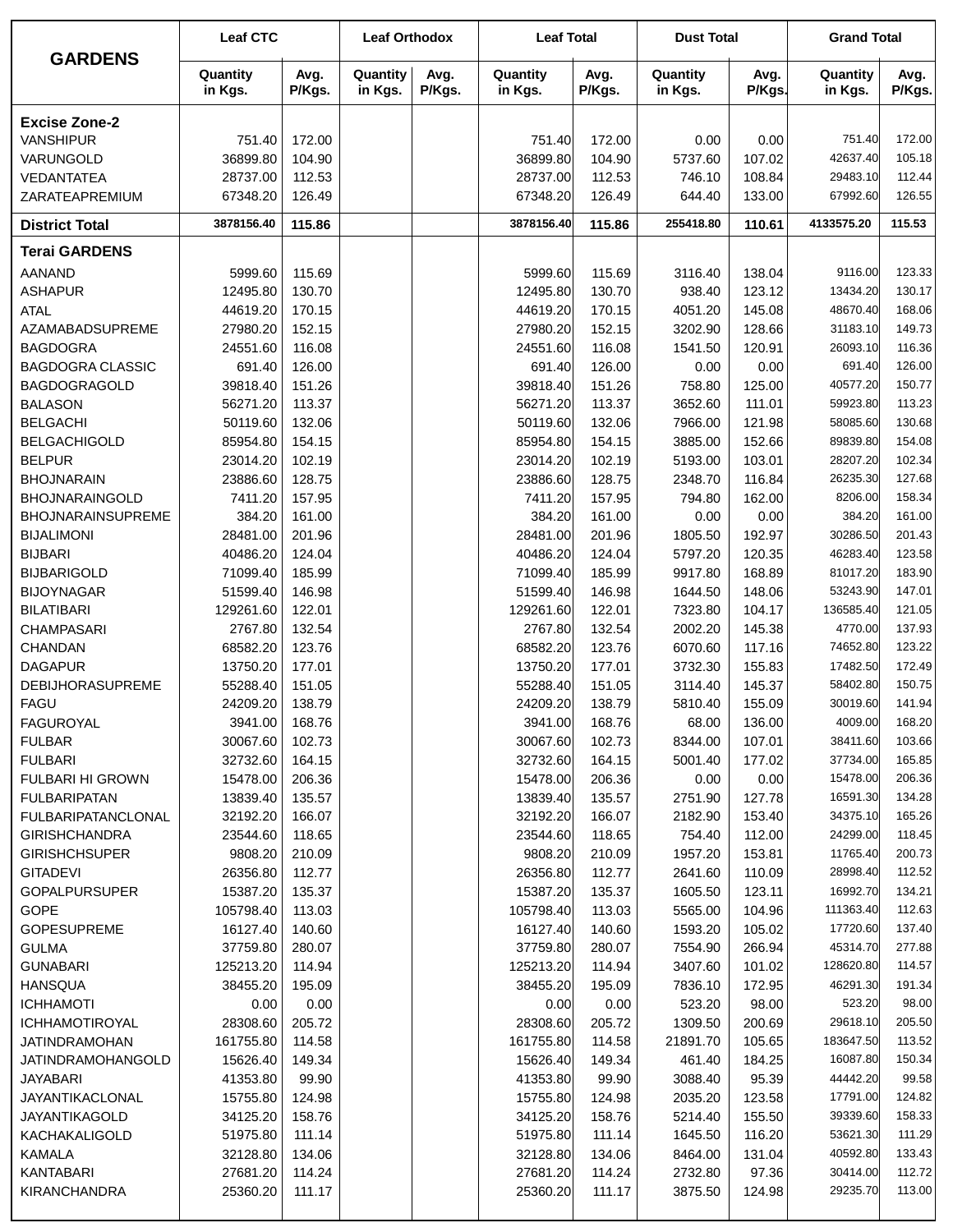| GARDENS | Leaf CTC | | Leaf Orthodox | | Leaf Total | | Dust Total | | Grand Total | |
|---|---|---|---|---|---|---|---|---|---|---|
| | Quantity in Kgs. | Avg. P/Kgs. | Quantity in Kgs. | Avg. P/Kgs. | Quantity in Kgs. | Avg. P/Kgs. | Quantity in Kgs. | Avg. P/Kgs. | Quantity in Kgs. | Avg. P/Kgs. |
| **Excise Zone-2** | | | | | | | | | | |
| VANSHIPUR | 751.40 | 172.00 | | | 751.40 | 172.00 | 0.00 | 0.00 | 751.40 | 172.00 |
| VARUNGOLD | 36899.80 | 104.90 | | | 36899.80 | 104.90 | 5737.60 | 107.02 | 42637.40 | 105.18 |
| VEDANTATEA | 28737.00 | 112.53 | | | 28737.00 | 112.53 | 746.10 | 108.84 | 29483.10 | 112.44 |
| ZARATEAPREMIUM | 67348.20 | 126.49 | | | 67348.20 | 126.49 | 644.40 | 133.00 | 67992.60 | 126.55 |
| **District Total** | **3878156.40** | **115.86** | | | **3878156.40** | **115.86** | **255418.80** | **110.61** | **4133575.20** | **115.53** |
| **Terai GARDENS** | | | | | | | | | | |
| AANAND | 5999.60 | 115.69 | | | 5999.60 | 115.69 | 3116.40 | 138.04 | 9116.00 | 123.33 |
| ASHAPUR | 12495.80 | 130.70 | | | 12495.80 | 130.70 | 938.40 | 123.12 | 13434.20 | 130.17 |
| ATAL | 44619.20 | 170.15 | | | 44619.20 | 170.15 | 4051.20 | 145.08 | 48670.40 | 168.06 |
| AZAMABADSUPREME | 27980.20 | 152.15 | | | 27980.20 | 152.15 | 3202.90 | 128.66 | 31183.10 | 149.73 |
| BAGDOGRA | 24551.60 | 116.08 | | | 24551.60 | 116.08 | 1541.50 | 120.91 | 26093.10 | 116.36 |
| BAGDOGRA CLASSIC | 691.40 | 126.00 | | | 691.40 | 126.00 | 0.00 | 0.00 | 691.40 | 126.00 |
| BAGDOGRAGOLD | 39818.40 | 151.26 | | | 39818.40 | 151.26 | 758.80 | 125.00 | 40577.20 | 150.77 |
| BALASON | 56271.20 | 113.37 | | | 56271.20 | 113.37 | 3652.60 | 111.01 | 59923.80 | 113.23 |
| BELGACHI | 50119.60 | 132.06 | | | 50119.60 | 132.06 | 7966.00 | 121.98 | 58085.60 | 130.68 |
| BELGACHIGOLD | 85954.80 | 154.15 | | | 85954.80 | 154.15 | 3885.00 | 152.66 | 89839.80 | 154.08 |
| BELPUR | 23014.20 | 102.19 | | | 23014.20 | 102.19 | 5193.00 | 103.01 | 28207.20 | 102.34 |
| BHOJNARAIN | 23886.60 | 128.75 | | | 23886.60 | 128.75 | 2348.70 | 116.84 | 26235.30 | 127.68 |
| BHOJNARAINGOLD | 7411.20 | 157.95 | | | 7411.20 | 157.95 | 794.80 | 162.00 | 8206.00 | 158.34 |
| BHOJNARAINSUPREME | 384.20 | 161.00 | | | 384.20 | 161.00 | 0.00 | 0.00 | 384.20 | 161.00 |
| BIJALIMONI | 28481.00 | 201.96 | | | 28481.00 | 201.96 | 1805.50 | 192.97 | 30286.50 | 201.43 |
| BIJBARI | 40486.20 | 124.04 | | | 40486.20 | 124.04 | 5797.20 | 120.35 | 46283.40 | 123.58 |
| BIJBARIGOLD | 71099.40 | 185.99 | | | 71099.40 | 185.99 | 9917.80 | 168.89 | 81017.20 | 183.90 |
| BIJOYNAGAR | 51599.40 | 146.98 | | | 51599.40 | 146.98 | 1644.50 | 148.06 | 53243.90 | 147.01 |
| BILATIBARI | 129261.60 | 122.01 | | | 129261.60 | 122.01 | 7323.80 | 104.17 | 136585.40 | 121.05 |
| CHAMPASARI | 2767.80 | 132.54 | | | 2767.80 | 132.54 | 2002.20 | 145.38 | 4770.00 | 137.93 |
| CHANDAN | 68582.20 | 123.76 | | | 68582.20 | 123.76 | 6070.60 | 117.16 | 74652.80 | 123.22 |
| DAGAPUR | 13750.20 | 177.01 | | | 13750.20 | 177.01 | 3732.30 | 155.83 | 17482.50 | 172.49 |
| DEBIJHORASUPREME | 55288.40 | 151.05 | | | 55288.40 | 151.05 | 3114.40 | 145.37 | 58402.80 | 150.75 |
| FAGU | 24209.20 | 138.79 | | | 24209.20 | 138.79 | 5810.40 | 155.09 | 30019.60 | 141.94 |
| FAGUROYAL | 3941.00 | 168.76 | | | 3941.00 | 168.76 | 68.00 | 136.00 | 4009.00 | 168.20 |
| FULBAR | 30067.60 | 102.73 | | | 30067.60 | 102.73 | 8344.00 | 107.01 | 38411.60 | 103.66 |
| FULBARI | 32732.60 | 164.15 | | | 32732.60 | 164.15 | 5001.40 | 177.02 | 37734.00 | 165.85 |
| FULBARI HI GROWN | 15478.00 | 206.36 | | | 15478.00 | 206.36 | 0.00 | 0.00 | 15478.00 | 206.36 |
| FULBARIPATAN | 13839.40 | 135.57 | | | 13839.40 | 135.57 | 2751.90 | 127.78 | 16591.30 | 134.28 |
| FULBARIPATANCLONAL | 32192.20 | 166.07 | | | 32192.20 | 166.07 | 2182.90 | 153.40 | 34375.10 | 165.26 |
| GIRISHCHANDRA | 23544.60 | 118.65 | | | 23544.60 | 118.65 | 754.40 | 112.00 | 24299.00 | 118.45 |
| GIRISHCHSUPER | 9808.20 | 210.09 | | | 9808.20 | 210.09 | 1957.20 | 153.81 | 11765.40 | 200.73 |
| GITADEVI | 26356.80 | 112.77 | | | 26356.80 | 112.77 | 2641.60 | 110.09 | 28998.40 | 112.52 |
| GOPALPURSUPER | 15387.20 | 135.37 | | | 15387.20 | 135.37 | 1605.50 | 123.11 | 16992.70 | 134.21 |
| GOPE | 105798.40 | 113.03 | | | 105798.40 | 113.03 | 5565.00 | 104.96 | 111363.40 | 112.63 |
| GOPESUPREME | 16127.40 | 140.60 | | | 16127.40 | 140.60 | 1593.20 | 105.02 | 17720.60 | 137.40 |
| GULMA | 37759.80 | 280.07 | | | 37759.80 | 280.07 | 7554.90 | 266.94 | 45314.70 | 277.88 |
| GUNABARI | 125213.20 | 114.94 | | | 125213.20 | 114.94 | 3407.60 | 101.02 | 128620.80 | 114.57 |
| HANSQUA | 38455.20 | 195.09 | | | 38455.20 | 195.09 | 7836.10 | 172.95 | 46291.30 | 191.34 |
| ICHHAMOTI | 0.00 | 0.00 | | | 0.00 | 0.00 | 523.20 | 98.00 | 523.20 | 98.00 |
| ICHHAMOTIROYAL | 28308.60 | 205.72 | | | 28308.60 | 205.72 | 1309.50 | 200.69 | 29618.10 | 205.50 |
| JATINDRAMOHAN | 161755.80 | 114.58 | | | 161755.80 | 114.58 | 21891.70 | 105.65 | 183647.50 | 113.52 |
| JATINDRAMOHANGOLD | 15626.40 | 149.34 | | | 15626.40 | 149.34 | 461.40 | 184.25 | 16087.80 | 150.34 |
| JAYABARI | 41353.80 | 99.90 | | | 41353.80 | 99.90 | 3088.40 | 95.39 | 44442.20 | 99.58 |
| JAYANTIKACLONAL | 15755.80 | 124.98 | | | 15755.80 | 124.98 | 2035.20 | 123.58 | 17791.00 | 124.82 |
| JAYANTIKAGOLD | 34125.20 | 158.76 | | | 34125.20 | 158.76 | 5214.40 | 155.50 | 39339.60 | 158.33 |
| KACHAKALIGOLD | 51975.80 | 111.14 | | | 51975.80 | 111.14 | 1645.50 | 116.20 | 53621.30 | 111.29 |
| KAMALA | 32128.80 | 134.06 | | | 32128.80 | 134.06 | 8464.00 | 131.04 | 40592.80 | 133.43 |
| KANTABARI | 27681.20 | 114.24 | | | 27681.20 | 114.24 | 2732.80 | 97.36 | 30414.00 | 112.72 |
| KIRANCHANDRA | 25360.20 | 111.17 | | | 25360.20 | 111.17 | 3875.50 | 124.98 | 29235.70 | 113.00 |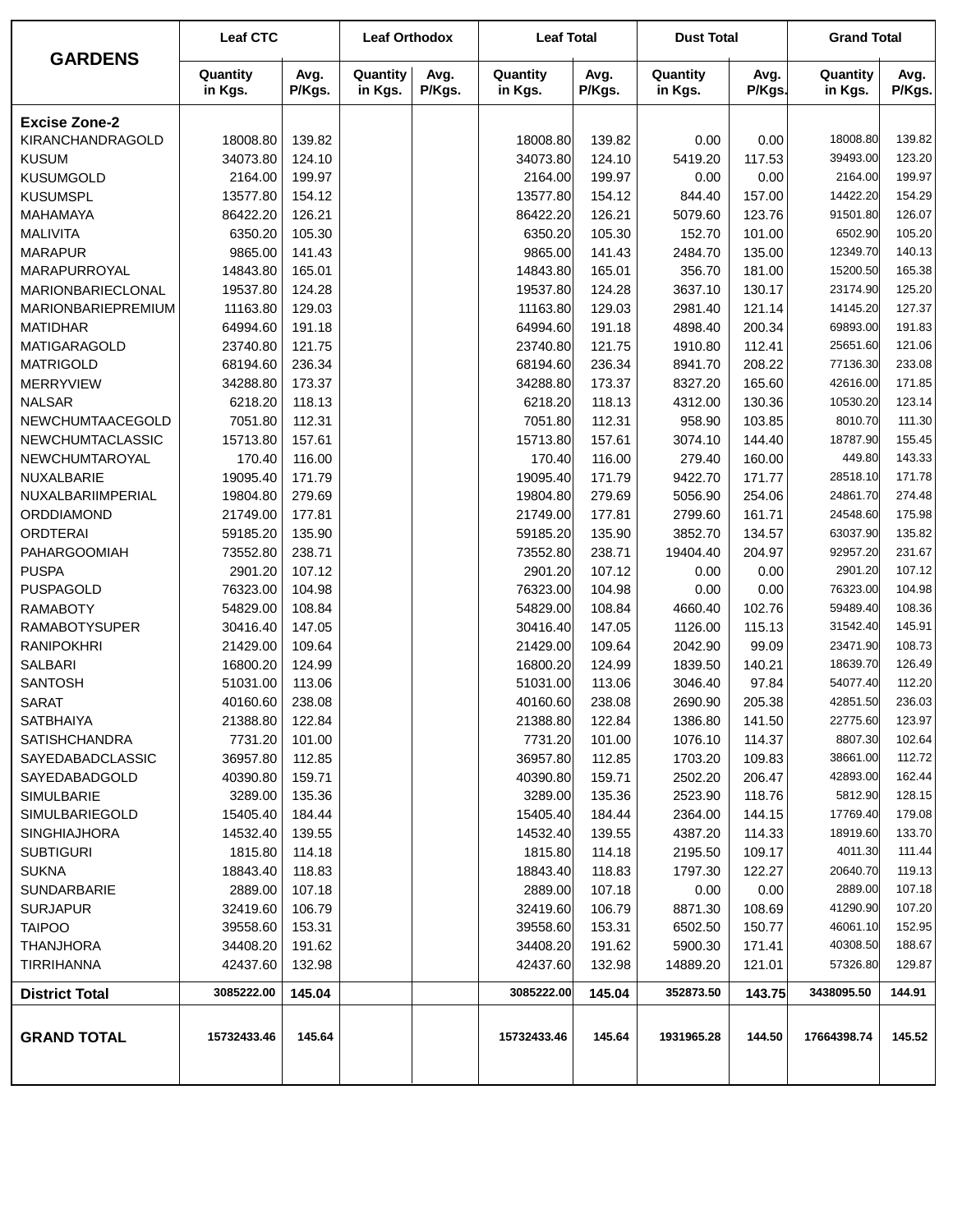| GARDENS | Leaf CTC | | Leaf Orthodox | | Leaf Total | | Dust Total | | Grand Total | |
|---|---|---|---|---|---|---|---|---|---|---|
| | Quantity in Kgs. | Avg. P/Kgs. | Quantity in Kgs. | Avg. P/Kgs. | Quantity in Kgs. | Avg. P/Kgs. | Quantity in Kgs. | Avg. P/Kgs. | Quantity in Kgs. | Avg. P/Kgs. |
| **Excise Zone-2** | | | | | | | | | | |
| KIRANCHANDRAGOLD | 18008.80 | 139.82 | | | 18008.80 | 139.82 | 0.00 | 0.00 | 18008.80 | 139.82 |
| KUSUM | 34073.80 | 124.10 | | | 34073.80 | 124.10 | 5419.20 | 117.53 | 39493.00 | 123.20 |
| KUSUMGOLD | 2164.00 | 199.97 | | | 2164.00 | 199.97 | 0.00 | 0.00 | 2164.00 | 199.97 |
| KUSUMSPL | 13577.80 | 154.12 | | | 13577.80 | 154.12 | 844.40 | 157.00 | 14422.20 | 154.29 |
| MAHAMAYA | 86422.20 | 126.21 | | | 86422.20 | 126.21 | 5079.60 | 123.76 | 91501.80 | 126.07 |
| MALIVITA | 6350.20 | 105.30 | | | 6350.20 | 105.30 | 152.70 | 101.00 | 6502.90 | 105.20 |
| MARAPUR | 9865.00 | 141.43 | | | 9865.00 | 141.43 | 2484.70 | 135.00 | 12349.70 | 140.13 |
| MARAPURROYAL | 14843.80 | 165.01 | | | 14843.80 | 165.01 | 356.70 | 181.00 | 15200.50 | 165.38 |
| MARIONBARIECLONAL | 19537.80 | 124.28 | | | 19537.80 | 124.28 | 3637.10 | 130.17 | 23174.90 | 125.20 |
| MARIONBARIEPREMIUM | 11163.80 | 129.03 | | | 11163.80 | 129.03 | 2981.40 | 121.14 | 14145.20 | 127.37 |
| MATIDHAR | 64994.60 | 191.18 | | | 64994.60 | 191.18 | 4898.40 | 200.34 | 69893.00 | 191.83 |
| MATIGARAGOLD | 23740.80 | 121.75 | | | 23740.80 | 121.75 | 1910.80 | 112.41 | 25651.60 | 121.06 |
| MATRIGOLD | 68194.60 | 236.34 | | | 68194.60 | 236.34 | 8941.70 | 208.22 | 77136.30 | 233.08 |
| MERRYVIEW | 34288.80 | 173.37 | | | 34288.80 | 173.37 | 8327.20 | 165.60 | 42616.00 | 171.85 |
| NALSAR | 6218.20 | 118.13 | | | 6218.20 | 118.13 | 4312.00 | 130.36 | 10530.20 | 123.14 |
| NEWCHUMTAACEGOLD | 7051.80 | 112.31 | | | 7051.80 | 112.31 | 958.90 | 103.85 | 8010.70 | 111.30 |
| NEWCHUMTACLASSIC | 15713.80 | 157.61 | | | 15713.80 | 157.61 | 3074.10 | 144.40 | 18787.90 | 155.45 |
| NEWCHUMTAROYAL | 170.40 | 116.00 | | | 170.40 | 116.00 | 279.40 | 160.00 | 449.80 | 143.33 |
| NUXALBARIE | 19095.40 | 171.79 | | | 19095.40 | 171.79 | 9422.70 | 171.77 | 28518.10 | 171.78 |
| NUXALBARIIMPERIAL | 19804.80 | 279.69 | | | 19804.80 | 279.69 | 5056.90 | 254.06 | 24861.70 | 274.48 |
| ORDDIAMOND | 21749.00 | 177.81 | | | 21749.00 | 177.81 | 2799.60 | 161.71 | 24548.60 | 175.98 |
| ORDTERAI | 59185.20 | 135.90 | | | 59185.20 | 135.90 | 3852.70 | 134.57 | 63037.90 | 135.82 |
| PAHARGOOMIAH | 73552.80 | 238.71 | | | 73552.80 | 238.71 | 19404.40 | 204.97 | 92957.20 | 231.67 |
| PUSPA | 2901.20 | 107.12 | | | 2901.20 | 107.12 | 0.00 | 0.00 | 2901.20 | 107.12 |
| PUSPAGOLD | 76323.00 | 104.98 | | | 76323.00 | 104.98 | 0.00 | 0.00 | 76323.00 | 104.98 |
| RAMABOTY | 54829.00 | 108.84 | | | 54829.00 | 108.84 | 4660.40 | 102.76 | 59489.40 | 108.36 |
| RAMABOTYSUPER | 30416.40 | 147.05 | | | 30416.40 | 147.05 | 1126.00 | 115.13 | 31542.40 | 145.91 |
| RANIPOKHRI | 21429.00 | 109.64 | | | 21429.00 | 109.64 | 2042.90 | 99.09 | 23471.90 | 108.73 |
| SALBARI | 16800.20 | 124.99 | | | 16800.20 | 124.99 | 1839.50 | 140.21 | 18639.70 | 126.49 |
| SANTOSH | 51031.00 | 113.06 | | | 51031.00 | 113.06 | 3046.40 | 97.84 | 54077.40 | 112.20 |
| SARAT | 40160.60 | 238.08 | | | 40160.60 | 238.08 | 2690.90 | 205.38 | 42851.50 | 236.03 |
| SATBHAIYA | 21388.80 | 122.84 | | | 21388.80 | 122.84 | 1386.80 | 141.50 | 22775.60 | 123.97 |
| SATISHCHANDRA | 7731.20 | 101.00 | | | 7731.20 | 101.00 | 1076.10 | 114.37 | 8807.30 | 102.64 |
| SAYEDABADCLASSIC | 36957.80 | 112.85 | | | 36957.80 | 112.85 | 1703.20 | 109.83 | 38661.00 | 112.72 |
| SAYEDABADGOLD | 40390.80 | 159.71 | | | 40390.80 | 159.71 | 2502.20 | 206.47 | 42893.00 | 162.44 |
| SIMULBARIE | 3289.00 | 135.36 | | | 3289.00 | 135.36 | 2523.90 | 118.76 | 5812.90 | 128.15 |
| SIMULBARIEGOLD | 15405.40 | 184.44 | | | 15405.40 | 184.44 | 2364.00 | 144.15 | 17769.40 | 179.08 |
| SINGHIAJHORA | 14532.40 | 139.55 | | | 14532.40 | 139.55 | 4387.20 | 114.33 | 18919.60 | 133.70 |
| SUBTIGURI | 1815.80 | 114.18 | | | 1815.80 | 114.18 | 2195.50 | 109.17 | 4011.30 | 111.44 |
| SUKNA | 18843.40 | 118.83 | | | 18843.40 | 118.83 | 1797.30 | 122.27 | 20640.70 | 119.13 |
| SUNDARBARIE | 2889.00 | 107.18 | | | 2889.00 | 107.18 | 0.00 | 0.00 | 2889.00 | 107.18 |
| SURJAPUR | 32419.60 | 106.79 | | | 32419.60 | 106.79 | 8871.30 | 108.69 | 41290.90 | 107.20 |
| TAIPOO | 39558.60 | 153.31 | | | 39558.60 | 153.31 | 6502.50 | 150.77 | 46061.10 | 152.95 |
| THANJHORA | 34408.20 | 191.62 | | | 34408.20 | 191.62 | 5900.30 | 171.41 | 40308.50 | 188.67 |
| TIRRIHANNA | 42437.60 | 132.98 | | | 42437.60 | 132.98 | 14889.20 | 121.01 | 57326.80 | 129.87 |
| **District Total** | **3085222.00** | **145.04** | | | **3085222.00** | **145.04** | **352873.50** | **143.75** | **3438095.50** | **144.91** |
| **GRAND TOTAL** | **15732433.46** | **145.64** | | | **15732433.46** | **145.64** | **1931965.28** | **144.50** | **17664398.74** | **145.52** |